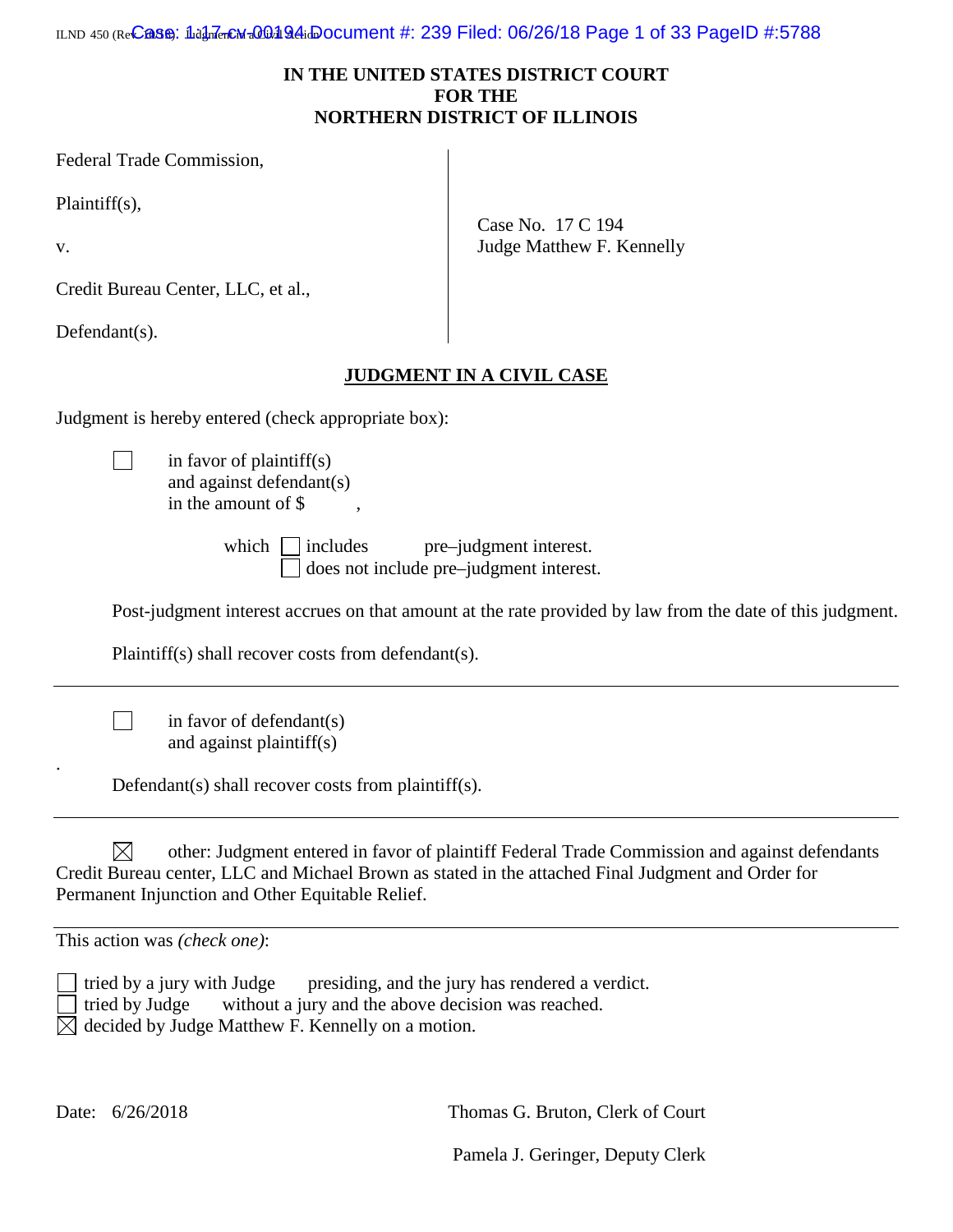# IN THE UNITED STATES DISTRICT COURT
# FOR THE
# NORTHERN DISTRICT OF ILLINOIS

Federal Trade Commission,

Plaintiff(s),

v.

Credit Bureau Center, LLC, et al.,

Defendant(s).

Case No. 17 C 194
Judge Matthew F. Kennelly

## JUDGMENT IN A CIVIL CASE

Judgment is hereby entered (check appropriate box):

☐ in favor of plaintiff(s)
and against defendant(s)
in the amount of $ ,

which ☐ includes pre–judgment interest.
☐ does not include pre–judgment interest.

Post-judgment interest accrues on that amount at the rate provided by law from the date of this judgment.

Plaintiff(s) shall recover costs from defendant(s).

---

☐ in favor of defendant(s)
and against plaintiff(s)

Defendant(s) shall recover costs from plaintiff(s).

---

☒ other: Judgment entered in favor of plaintiff Federal Trade Commission and against defendants Credit Bureau center, LLC and Michael Brown as stated in the attached Final Judgment and Order for Permanent Injunction and Other Equitable Relief.

---

This action was *(check one)*:

☐ tried by a jury with Judge presiding, and the jury has rendered a verdict.
☐ tried by Judge without a jury and the above decision was reached.
☒ decided by Judge Matthew F. Kennelly on a motion.

Date: 6/26/2018

Thomas G. Bruton, Clerk of Court

Pamela J. Geringer, Deputy Clerk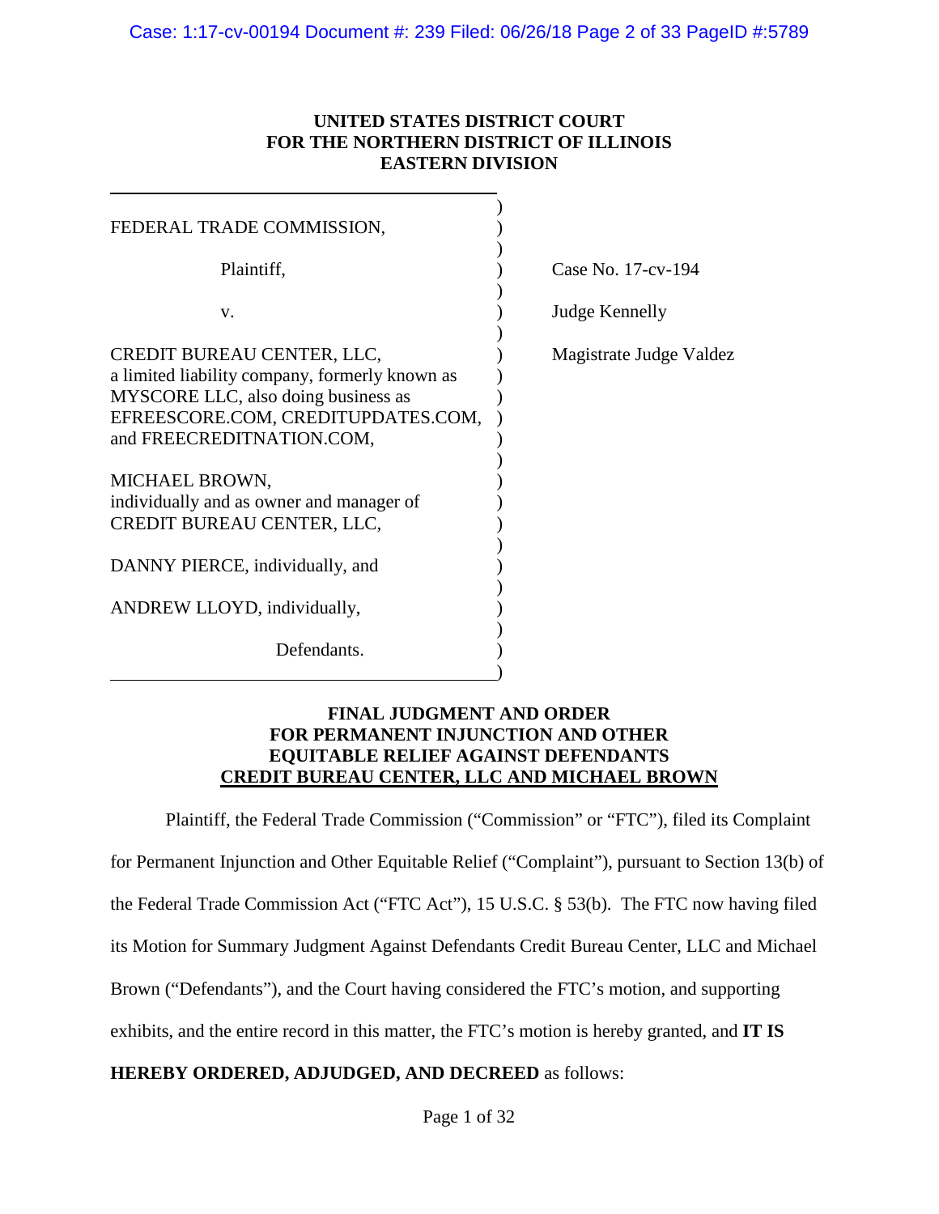**UNITED STATES DISTRICT COURT**
**FOR THE NORTHERN DISTRICT OF ILLINOIS**
**EASTERN DIVISION**

| | |
|---|---|
| FEDERAL TRADE COMMISSION,<br><br>Plaintiff,<br><br>v.<br><br>CREDIT BUREAU CENTER, LLC, a limited liability company, formerly known as MYSCORE LLC, also doing business as EFREESCORE.COM, CREDITUPDATES.COM, and FREECREDITNATION.COM,<br><br>MICHAEL BROWN, individually and as owner and manager of CREDIT BUREAU CENTER, LLC,<br><br>DANNY PIERCE, individually, and<br><br>ANDREW LLOYD, individually,<br><br>Defendants. | Case No. 17-cv-194<br><br>Judge Kennelly<br><br>Magistrate Judge Valdez |

**FINAL JUDGMENT AND ORDER**
**FOR PERMANENT INJUNCTION AND OTHER**
**EQUITABLE RELIEF AGAINST DEFENDANTS**
**<u>CREDIT BUREAU CENTER, LLC AND MICHAEL BROWN</u>**

Plaintiff, the Federal Trade Commission ("Commission" or "FTC"), filed its Complaint for Permanent Injunction and Other Equitable Relief ("Complaint"), pursuant to Section 13(b) of the Federal Trade Commission Act ("FTC Act"), 15 U.S.C. § 53(b). The FTC now having filed its Motion for Summary Judgment Against Defendants Credit Bureau Center, LLC and Michael Brown ("Defendants"), and the Court having considered the FTC's motion, and supporting exhibits, and the entire record in this matter, the FTC's motion is hereby granted, and **IT IS HEREBY ORDERED, ADJUDGED, AND DECREED** as follows: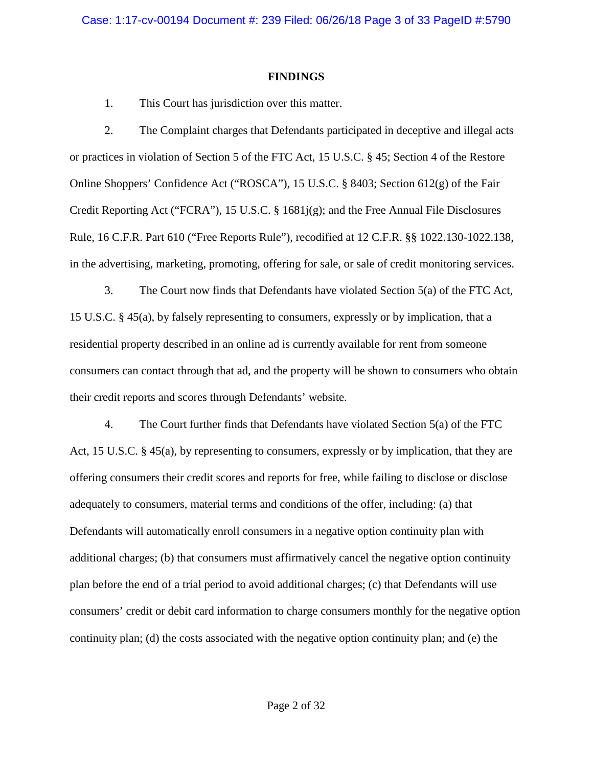## FINDINGS

1. This Court has jurisdiction over this matter.

2. The Complaint charges that Defendants participated in deceptive and illegal acts or practices in violation of Section 5 of the FTC Act, 15 U.S.C. § 45; Section 4 of the Restore Online Shoppers' Confidence Act ("ROSCA"), 15 U.S.C. § 8403; Section 612(g) of the Fair Credit Reporting Act ("FCRA"), 15 U.S.C. § 1681j(g); and the Free Annual File Disclosures Rule, 16 C.F.R. Part 610 ("Free Reports Rule"), recodified at 12 C.F.R. §§ 1022.130-1022.138, in the advertising, marketing, promoting, offering for sale, or sale of credit monitoring services.

3. The Court now finds that Defendants have violated Section 5(a) of the FTC Act, 15 U.S.C. § 45(a), by falsely representing to consumers, expressly or by implication, that a residential property described in an online ad is currently available for rent from someone consumers can contact through that ad, and the property will be shown to consumers who obtain their credit reports and scores through Defendants' website.

4. The Court further finds that Defendants have violated Section 5(a) of the FTC Act, 15 U.S.C. § 45(a), by representing to consumers, expressly or by implication, that they are offering consumers their credit scores and reports for free, while failing to disclose or disclose adequately to consumers, material terms and conditions of the offer, including: (a) that Defendants will automatically enroll consumers in a negative option continuity plan with additional charges; (b) that consumers must affirmatively cancel the negative option continuity plan before the end of a trial period to avoid additional charges; (c) that Defendants will use consumers' credit or debit card information to charge consumers monthly for the negative option continuity plan; (d) the costs associated with the negative option continuity plan; and (e) the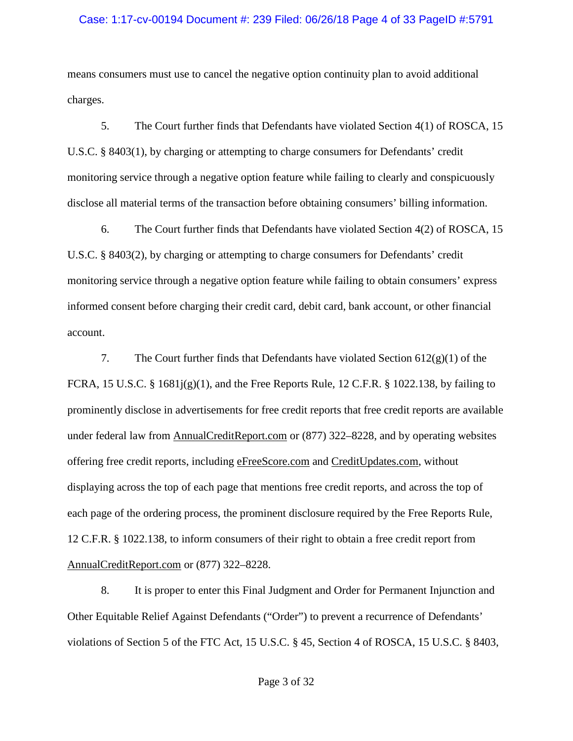means consumers must use to cancel the negative option continuity plan to avoid additional charges.

5. The Court further finds that Defendants have violated Section 4(1) of ROSCA, 15 U.S.C. § 8403(1), by charging or attempting to charge consumers for Defendants' credit monitoring service through a negative option feature while failing to clearly and conspicuously disclose all material terms of the transaction before obtaining consumers' billing information.

6. The Court further finds that Defendants have violated Section 4(2) of ROSCA, 15 U.S.C. § 8403(2), by charging or attempting to charge consumers for Defendants' credit monitoring service through a negative option feature while failing to obtain consumers' express informed consent before charging their credit card, debit card, bank account, or other financial account.

7. The Court further finds that Defendants have violated Section 612(g)(1) of the FCRA, 15 U.S.C. § 1681j(g)(1), and the Free Reports Rule, 12 C.F.R. § 1022.138, by failing to prominently disclose in advertisements for free credit reports that free credit reports are available under federal law from AnnualCreditReport.com or (877) 322–8228, and by operating websites offering free credit reports, including eFreeScore.com and CreditUpdates.com, without displaying across the top of each page that mentions free credit reports, and across the top of each page of the ordering process, the prominent disclosure required by the Free Reports Rule, 12 C.F.R. § 1022.138, to inform consumers of their right to obtain a free credit report from AnnualCreditReport.com or (877) 322–8228.

8. It is proper to enter this Final Judgment and Order for Permanent Injunction and Other Equitable Relief Against Defendants ("Order") to prevent a recurrence of Defendants' violations of Section 5 of the FTC Act, 15 U.S.C. § 45, Section 4 of ROSCA, 15 U.S.C. § 8403,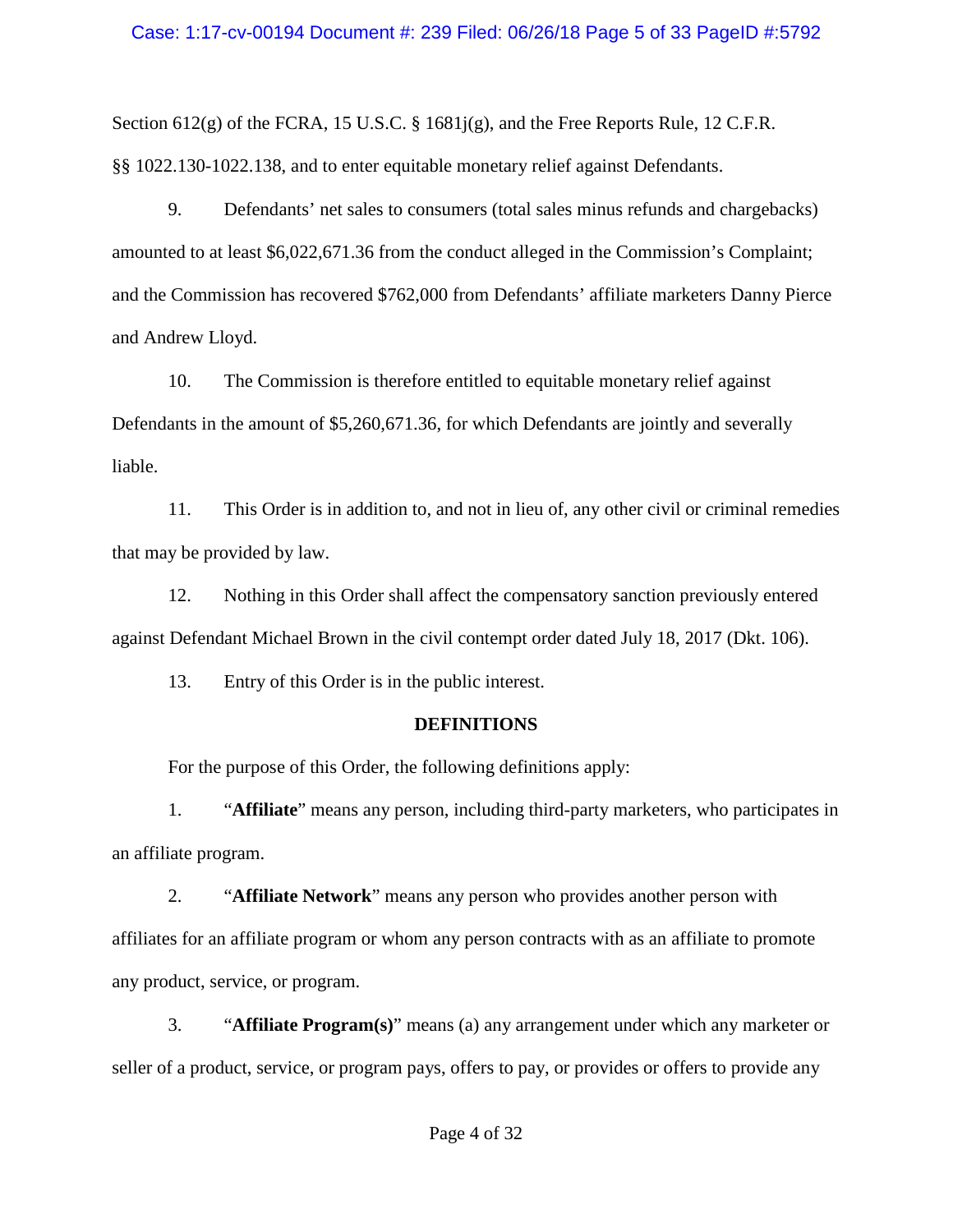Section 612(g) of the FCRA, 15 U.S.C. § 1681j(g), and the Free Reports Rule, 12 C.F.R. §§ 1022.130-1022.138, and to enter equitable monetary relief against Defendants.

9. Defendants' net sales to consumers (total sales minus refunds and chargebacks) amounted to at least $6,022,671.36 from the conduct alleged in the Commission's Complaint; and the Commission has recovered $762,000 from Defendants' affiliate marketers Danny Pierce and Andrew Lloyd.

10. The Commission is therefore entitled to equitable monetary relief against Defendants in the amount of $5,260,671.36, for which Defendants are jointly and severally liable.

11. This Order is in addition to, and not in lieu of, any other civil or criminal remedies that may be provided by law.

12. Nothing in this Order shall affect the compensatory sanction previously entered against Defendant Michael Brown in the civil contempt order dated July 18, 2017 (Dkt. 106).

13. Entry of this Order is in the public interest.

## DEFINITIONS

For the purpose of this Order, the following definitions apply:

1. "**Affiliate**" means any person, including third-party marketers, who participates in an affiliate program.

2. "**Affiliate Network**" means any person who provides another person with affiliates for an affiliate program or whom any person contracts with as an affiliate to promote any product, service, or program.

3. "**Affiliate Program(s)**" means (a) any arrangement under which any marketer or seller of a product, service, or program pays, offers to pay, or provides or offers to provide any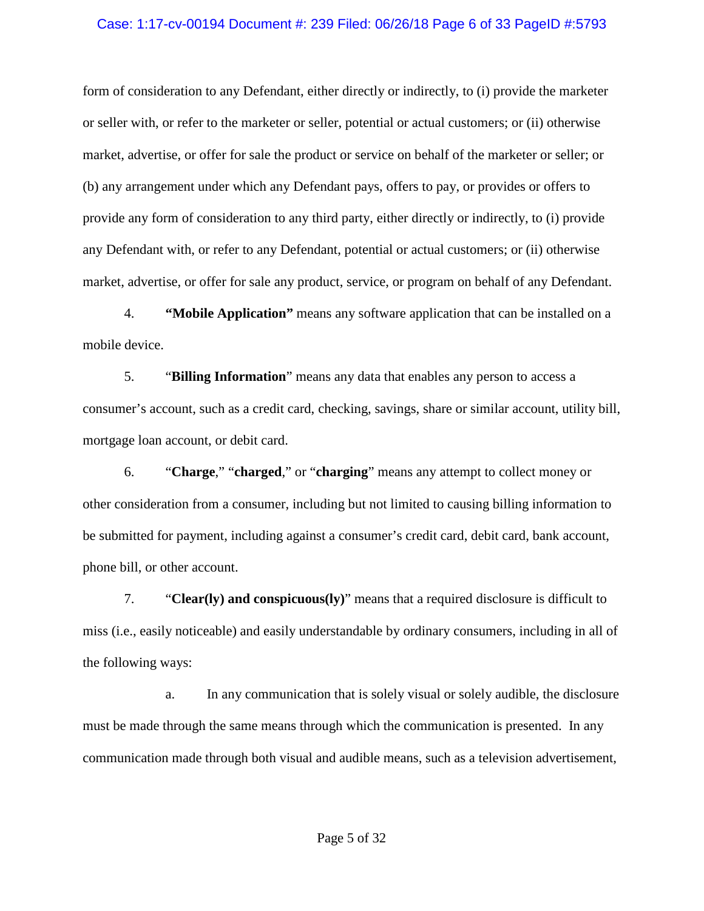form of consideration to any Defendant, either directly or indirectly, to (i) provide the marketer or seller with, or refer to the marketer or seller, potential or actual customers; or (ii) otherwise market, advertise, or offer for sale the product or service on behalf of the marketer or seller; or (b) any arrangement under which any Defendant pays, offers to pay, or provides or offers to provide any form of consideration to any third party, either directly or indirectly, to (i) provide any Defendant with, or refer to any Defendant, potential or actual customers; or (ii) otherwise market, advertise, or offer for sale any product, service, or program on behalf of any Defendant.

4. **"Mobile Application"** means any software application that can be installed on a mobile device.

5. "**Billing Information**" means any data that enables any person to access a consumer's account, such as a credit card, checking, savings, share or similar account, utility bill, mortgage loan account, or debit card.

6. "**Charge**," "**charged**," or "**charging**" means any attempt to collect money or other consideration from a consumer, including but not limited to causing billing information to be submitted for payment, including against a consumer's credit card, debit card, bank account, phone bill, or other account.

7. "**Clear(ly) and conspicuous(ly)**" means that a required disclosure is difficult to miss (i.e., easily noticeable) and easily understandable by ordinary consumers, including in all of the following ways:

a. In any communication that is solely visual or solely audible, the disclosure must be made through the same means through which the communication is presented. In any communication made through both visual and audible means, such as a television advertisement,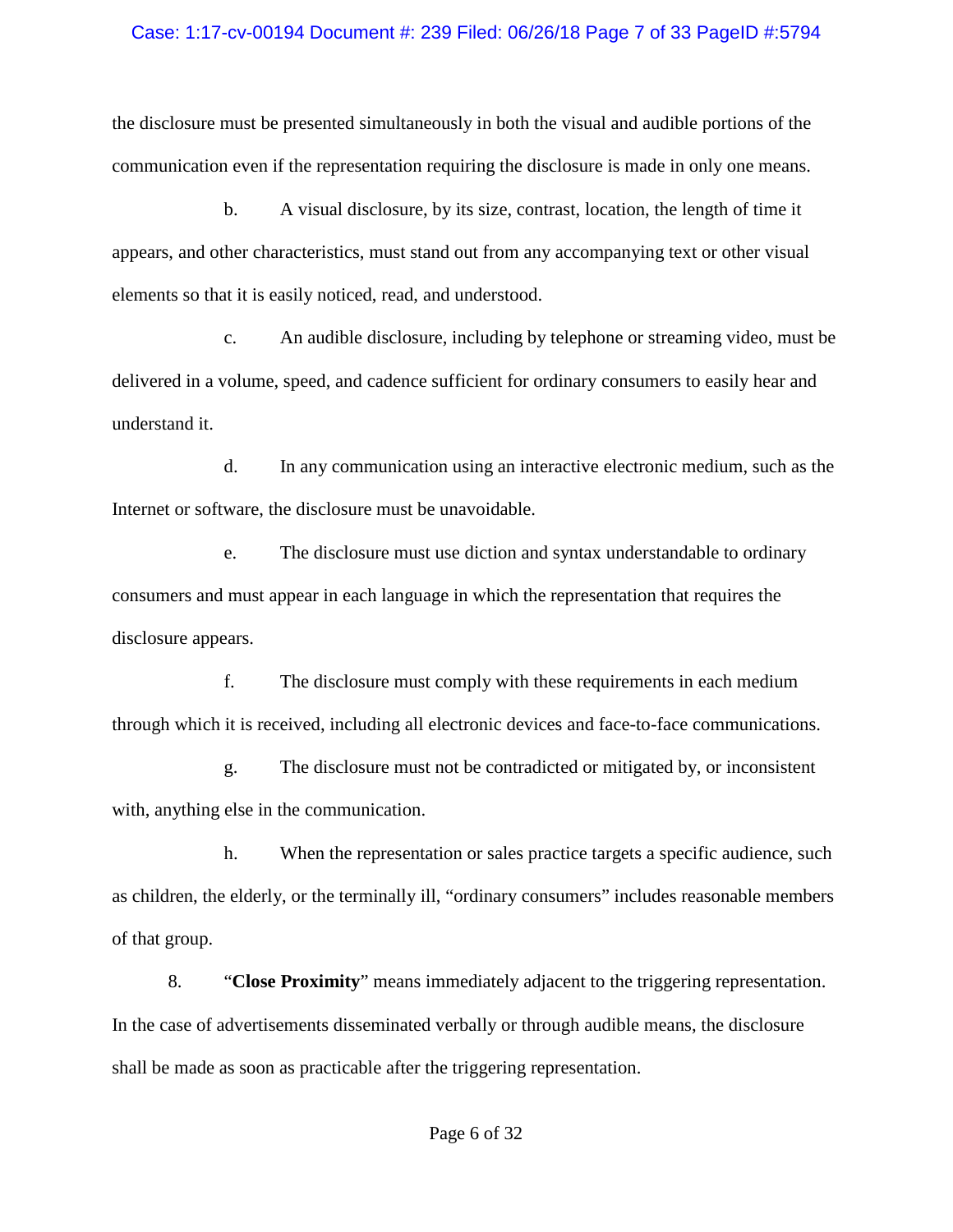the disclosure must be presented simultaneously in both the visual and audible portions of the communication even if the representation requiring the disclosure is made in only one means.

b. A visual disclosure, by its size, contrast, location, the length of time it appears, and other characteristics, must stand out from any accompanying text or other visual elements so that it is easily noticed, read, and understood.

c. An audible disclosure, including by telephone or streaming video, must be delivered in a volume, speed, and cadence sufficient for ordinary consumers to easily hear and understand it.

d. In any communication using an interactive electronic medium, such as the Internet or software, the disclosure must be unavoidable.

e. The disclosure must use diction and syntax understandable to ordinary consumers and must appear in each language in which the representation that requires the disclosure appears.

f. The disclosure must comply with these requirements in each medium through which it is received, including all electronic devices and face-to-face communications.

g. The disclosure must not be contradicted or mitigated by, or inconsistent with, anything else in the communication.

h. When the representation or sales practice targets a specific audience, such as children, the elderly, or the terminally ill, "ordinary consumers" includes reasonable members of that group.

8. "**Close Proximity**" means immediately adjacent to the triggering representation. In the case of advertisements disseminated verbally or through audible means, the disclosure shall be made as soon as practicable after the triggering representation.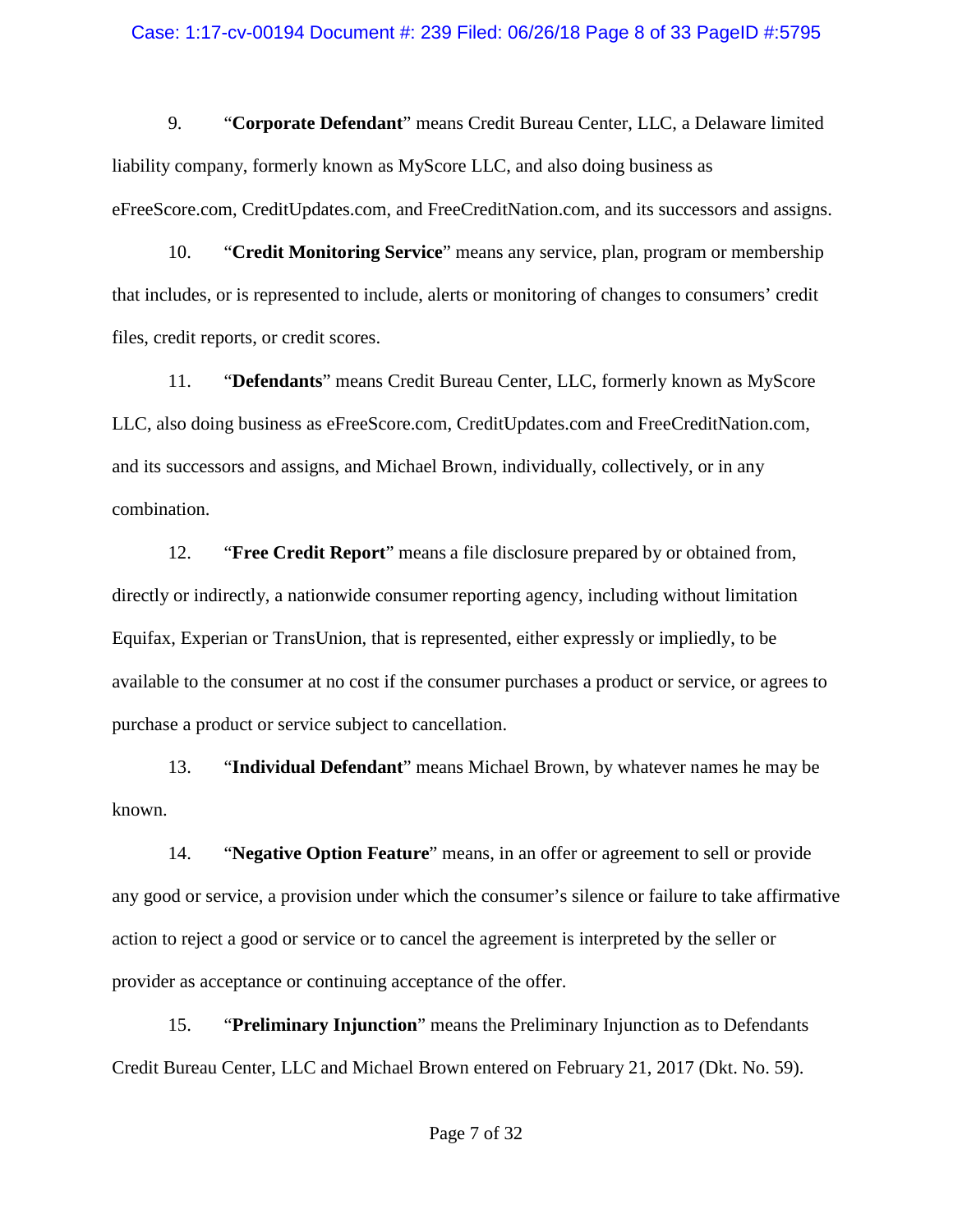9. "**Corporate Defendant**" means Credit Bureau Center, LLC, a Delaware limited liability company, formerly known as MyScore LLC, and also doing business as eFreeScore.com, CreditUpdates.com, and FreeCreditNation.com, and its successors and assigns.

10. "**Credit Monitoring Service**" means any service, plan, program or membership that includes, or is represented to include, alerts or monitoring of changes to consumers' credit files, credit reports, or credit scores.

11. "**Defendants**" means Credit Bureau Center, LLC, formerly known as MyScore LLC, also doing business as eFreeScore.com, CreditUpdates.com and FreeCreditNation.com, and its successors and assigns, and Michael Brown, individually, collectively, or in any combination.

12. "**Free Credit Report**" means a file disclosure prepared by or obtained from, directly or indirectly, a nationwide consumer reporting agency, including without limitation Equifax, Experian or TransUnion, that is represented, either expressly or impliedly, to be available to the consumer at no cost if the consumer purchases a product or service, or agrees to purchase a product or service subject to cancellation.

13. "**Individual Defendant**" means Michael Brown, by whatever names he may be known.

14. "**Negative Option Feature**" means, in an offer or agreement to sell or provide any good or service, a provision under which the consumer's silence or failure to take affirmative action to reject a good or service or to cancel the agreement is interpreted by the seller or provider as acceptance or continuing acceptance of the offer.

15. "**Preliminary Injunction**" means the Preliminary Injunction as to Defendants Credit Bureau Center, LLC and Michael Brown entered on February 21, 2017 (Dkt. No. 59).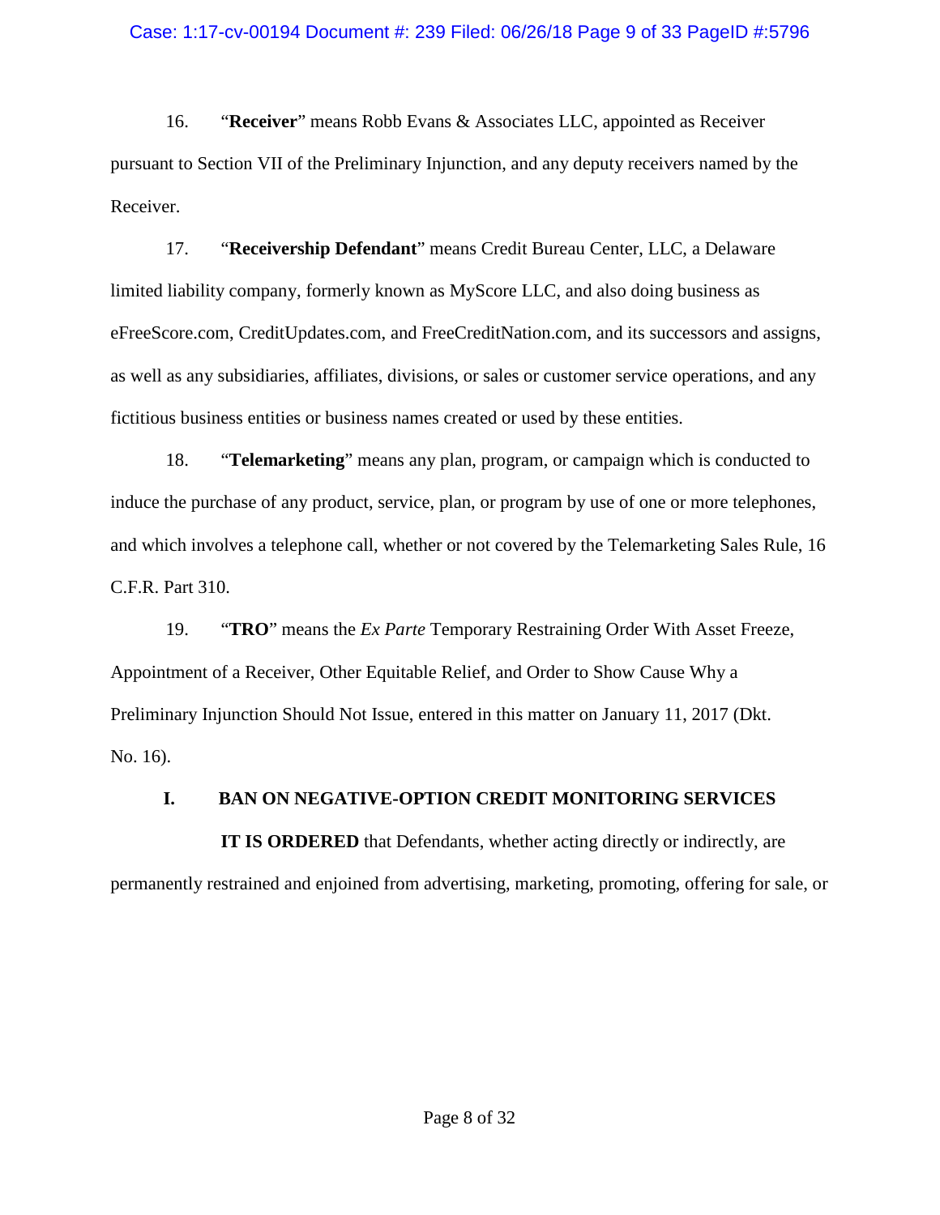16. "**Receiver**" means Robb Evans & Associates LLC, appointed as Receiver pursuant to Section VII of the Preliminary Injunction, and any deputy receivers named by the Receiver.

17. "**Receivership Defendant**" means Credit Bureau Center, LLC, a Delaware limited liability company, formerly known as MyScore LLC, and also doing business as eFreeScore.com, CreditUpdates.com, and FreeCreditNation.com, and its successors and assigns, as well as any subsidiaries, affiliates, divisions, or sales or customer service operations, and any fictitious business entities or business names created or used by these entities.

18. "**Telemarketing**" means any plan, program, or campaign which is conducted to induce the purchase of any product, service, plan, or program by use of one or more telephones, and which involves a telephone call, whether or not covered by the Telemarketing Sales Rule, 16 C.F.R. Part 310.

19. "**TRO**" means the *Ex Parte* Temporary Restraining Order With Asset Freeze, Appointment of a Receiver, Other Equitable Relief, and Order to Show Cause Why a Preliminary Injunction Should Not Issue, entered in this matter on January 11, 2017 (Dkt. No. 16).

## I. BAN ON NEGATIVE-OPTION CREDIT MONITORING SERVICES

**IT IS ORDERED** that Defendants, whether acting directly or indirectly, are permanently restrained and enjoined from advertising, marketing, promoting, offering for sale, or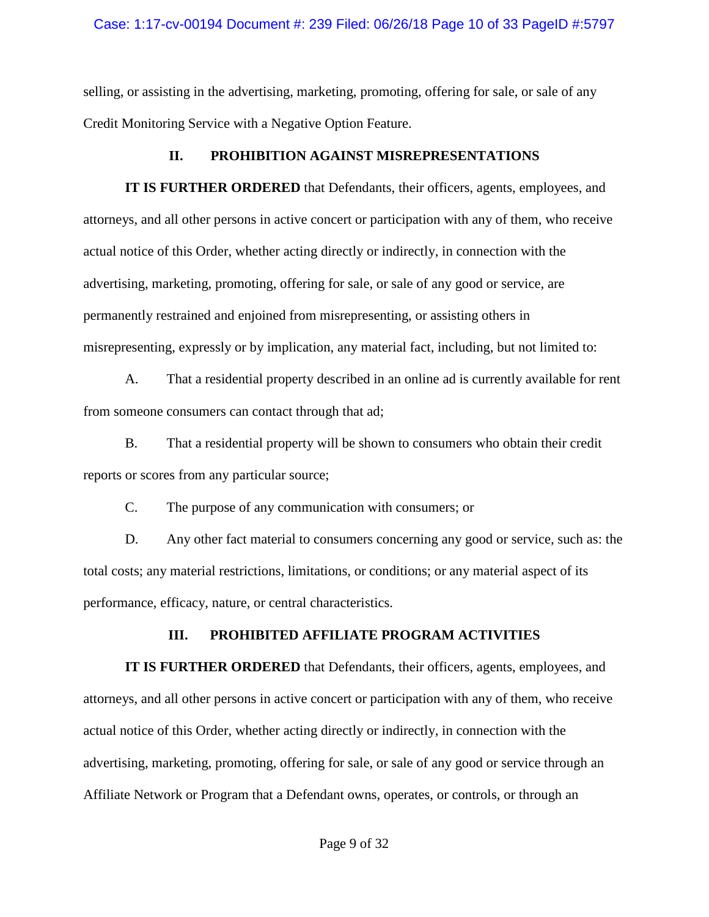selling, or assisting in the advertising, marketing, promoting, offering for sale, or sale of any Credit Monitoring Service with a Negative Option Feature.

## II. PROHIBITION AGAINST MISREPRESENTATIONS

**IT IS FURTHER ORDERED** that Defendants, their officers, agents, employees, and attorneys, and all other persons in active concert or participation with any of them, who receive actual notice of this Order, whether acting directly or indirectly, in connection with the advertising, marketing, promoting, offering for sale, or sale of any good or service, are permanently restrained and enjoined from misrepresenting, or assisting others in misrepresenting, expressly or by implication, any material fact, including, but not limited to:

A. That a residential property described in an online ad is currently available for rent from someone consumers can contact through that ad;

B. That a residential property will be shown to consumers who obtain their credit reports or scores from any particular source;

C. The purpose of any communication with consumers; or

D. Any other fact material to consumers concerning any good or service, such as: the total costs; any material restrictions, limitations, or conditions; or any material aspect of its performance, efficacy, nature, or central characteristics.

## III. PROHIBITED AFFILIATE PROGRAM ACTIVITIES

**IT IS FURTHER ORDERED** that Defendants, their officers, agents, employees, and attorneys, and all other persons in active concert or participation with any of them, who receive actual notice of this Order, whether acting directly or indirectly, in connection with the advertising, marketing, promoting, offering for sale, or sale of any good or service through an Affiliate Network or Program that a Defendant owns, operates, or controls, or through an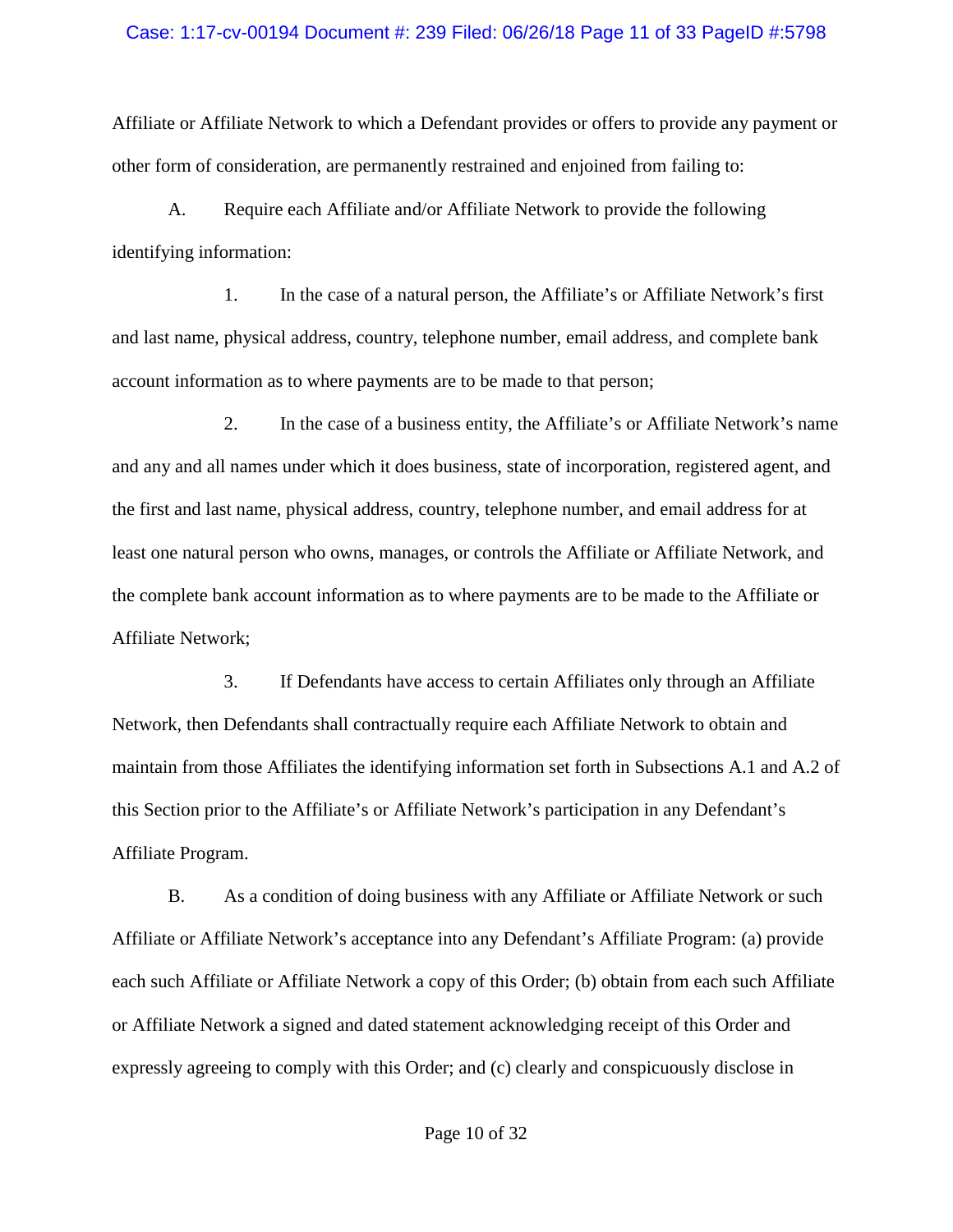Affiliate or Affiliate Network to which a Defendant provides or offers to provide any payment or other form of consideration, are permanently restrained and enjoined from failing to:

A. Require each Affiliate and/or Affiliate Network to provide the following identifying information:

1. In the case of a natural person, the Affiliate's or Affiliate Network's first and last name, physical address, country, telephone number, email address, and complete bank account information as to where payments are to be made to that person;

2. In the case of a business entity, the Affiliate's or Affiliate Network's name and any and all names under which it does business, state of incorporation, registered agent, and the first and last name, physical address, country, telephone number, and email address for at least one natural person who owns, manages, or controls the Affiliate or Affiliate Network, and the complete bank account information as to where payments are to be made to the Affiliate or Affiliate Network;

3. If Defendants have access to certain Affiliates only through an Affiliate Network, then Defendants shall contractually require each Affiliate Network to obtain and maintain from those Affiliates the identifying information set forth in Subsections A.1 and A.2 of this Section prior to the Affiliate's or Affiliate Network's participation in any Defendant's Affiliate Program.

B. As a condition of doing business with any Affiliate or Affiliate Network or such Affiliate or Affiliate Network's acceptance into any Defendant's Affiliate Program: (a) provide each such Affiliate or Affiliate Network a copy of this Order; (b) obtain from each such Affiliate or Affiliate Network a signed and dated statement acknowledging receipt of this Order and expressly agreeing to comply with this Order; and (c) clearly and conspicuously disclose in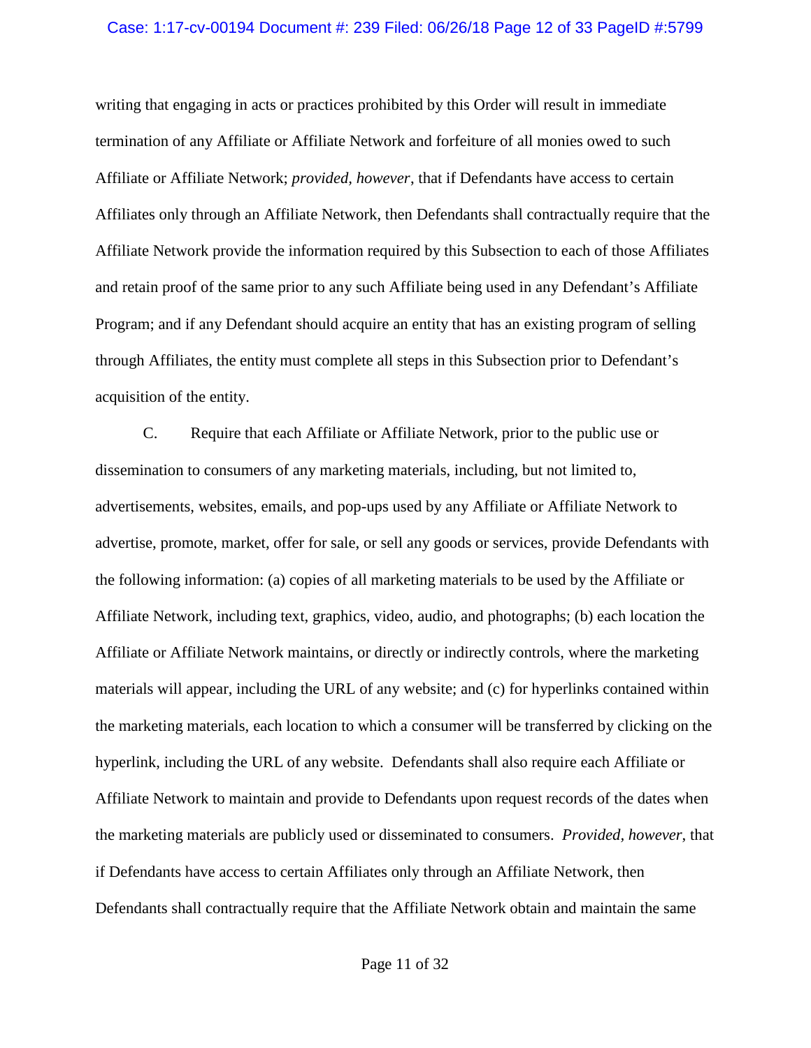writing that engaging in acts or practices prohibited by this Order will result in immediate termination of any Affiliate or Affiliate Network and forfeiture of all monies owed to such Affiliate or Affiliate Network; *provided, however*, that if Defendants have access to certain Affiliates only through an Affiliate Network, then Defendants shall contractually require that the Affiliate Network provide the information required by this Subsection to each of those Affiliates and retain proof of the same prior to any such Affiliate being used in any Defendant's Affiliate Program; and if any Defendant should acquire an entity that has an existing program of selling through Affiliates, the entity must complete all steps in this Subsection prior to Defendant's acquisition of the entity.

C. Require that each Affiliate or Affiliate Network, prior to the public use or dissemination to consumers of any marketing materials, including, but not limited to, advertisements, websites, emails, and pop-ups used by any Affiliate or Affiliate Network to advertise, promote, market, offer for sale, or sell any goods or services, provide Defendants with the following information: (a) copies of all marketing materials to be used by the Affiliate or Affiliate Network, including text, graphics, video, audio, and photographs; (b) each location the Affiliate or Affiliate Network maintains, or directly or indirectly controls, where the marketing materials will appear, including the URL of any website; and (c) for hyperlinks contained within the marketing materials, each location to which a consumer will be transferred by clicking on the hyperlink, including the URL of any website. Defendants shall also require each Affiliate or Affiliate Network to maintain and provide to Defendants upon request records of the dates when the marketing materials are publicly used or disseminated to consumers. *Provided, however*, that if Defendants have access to certain Affiliates only through an Affiliate Network, then Defendants shall contractually require that the Affiliate Network obtain and maintain the same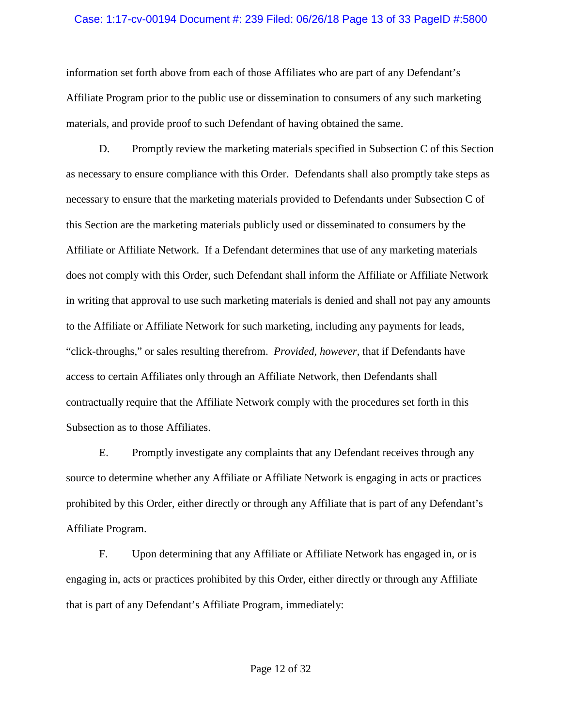information set forth above from each of those Affiliates who are part of any Defendant's Affiliate Program prior to the public use or dissemination to consumers of any such marketing materials, and provide proof to such Defendant of having obtained the same.

D. Promptly review the marketing materials specified in Subsection C of this Section as necessary to ensure compliance with this Order. Defendants shall also promptly take steps as necessary to ensure that the marketing materials provided to Defendants under Subsection C of this Section are the marketing materials publicly used or disseminated to consumers by the Affiliate or Affiliate Network. If a Defendant determines that use of any marketing materials does not comply with this Order, such Defendant shall inform the Affiliate or Affiliate Network in writing that approval to use such marketing materials is denied and shall not pay any amounts to the Affiliate or Affiliate Network for such marketing, including any payments for leads, "click-throughs," or sales resulting therefrom. *Provided, however*, that if Defendants have access to certain Affiliates only through an Affiliate Network, then Defendants shall contractually require that the Affiliate Network comply with the procedures set forth in this Subsection as to those Affiliates.

E. Promptly investigate any complaints that any Defendant receives through any source to determine whether any Affiliate or Affiliate Network is engaging in acts or practices prohibited by this Order, either directly or through any Affiliate that is part of any Defendant's Affiliate Program.

F. Upon determining that any Affiliate or Affiliate Network has engaged in, or is engaging in, acts or practices prohibited by this Order, either directly or through any Affiliate that is part of any Defendant's Affiliate Program, immediately: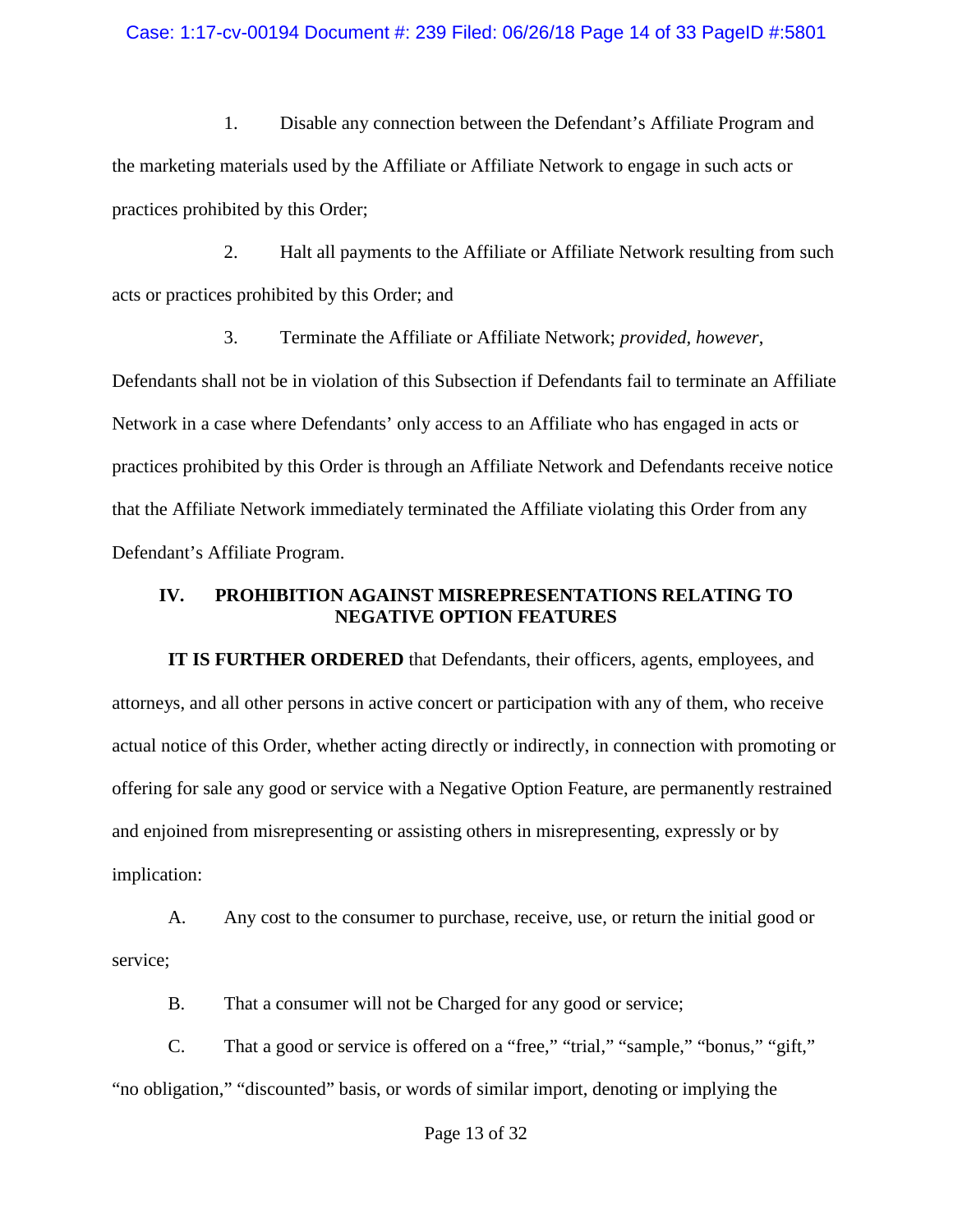1. Disable any connection between the Defendant's Affiliate Program and the marketing materials used by the Affiliate or Affiliate Network to engage in such acts or practices prohibited by this Order;

2. Halt all payments to the Affiliate or Affiliate Network resulting from such acts or practices prohibited by this Order; and

3. Terminate the Affiliate or Affiliate Network; *provided, however*, Defendants shall not be in violation of this Subsection if Defendants fail to terminate an Affiliate Network in a case where Defendants' only access to an Affiliate who has engaged in acts or practices prohibited by this Order is through an Affiliate Network and Defendants receive notice that the Affiliate Network immediately terminated the Affiliate violating this Order from any Defendant's Affiliate Program.

## IV. PROHIBITION AGAINST MISREPRESENTATIONS RELATING TO NEGATIVE OPTION FEATURES

**IT IS FURTHER ORDERED** that Defendants, their officers, agents, employees, and attorneys, and all other persons in active concert or participation with any of them, who receive actual notice of this Order, whether acting directly or indirectly, in connection with promoting or offering for sale any good or service with a Negative Option Feature, are permanently restrained and enjoined from misrepresenting or assisting others in misrepresenting, expressly or by implication:

A. Any cost to the consumer to purchase, receive, use, or return the initial good or service;

B. That a consumer will not be Charged for any good or service;

C. That a good or service is offered on a "free," "trial," "sample," "bonus," "gift," "no obligation," "discounted" basis, or words of similar import, denoting or implying the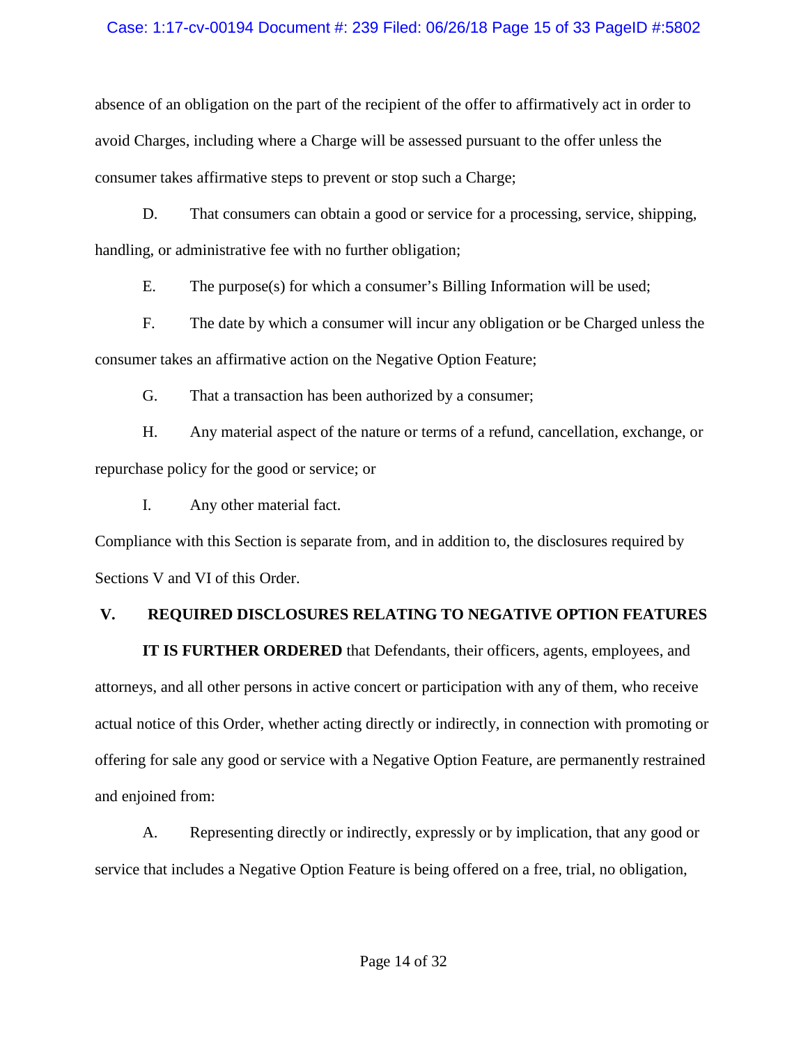absence of an obligation on the part of the recipient of the offer to affirmatively act in order to avoid Charges, including where a Charge will be assessed pursuant to the offer unless the consumer takes affirmative steps to prevent or stop such a Charge;

D. That consumers can obtain a good or service for a processing, service, shipping, handling, or administrative fee with no further obligation;

E. The purpose(s) for which a consumer's Billing Information will be used;

F. The date by which a consumer will incur any obligation or be Charged unless the consumer takes an affirmative action on the Negative Option Feature;

G. That a transaction has been authorized by a consumer;

H. Any material aspect of the nature or terms of a refund, cancellation, exchange, or repurchase policy for the good or service; or

I. Any other material fact.

Compliance with this Section is separate from, and in addition to, the disclosures required by Sections V and VI of this Order.

## V. REQUIRED DISCLOSURES RELATING TO NEGATIVE OPTION FEATURES

**IT IS FURTHER ORDERED** that Defendants, their officers, agents, employees, and attorneys, and all other persons in active concert or participation with any of them, who receive actual notice of this Order, whether acting directly or indirectly, in connection with promoting or offering for sale any good or service with a Negative Option Feature, are permanently restrained and enjoined from:

A. Representing directly or indirectly, expressly or by implication, that any good or service that includes a Negative Option Feature is being offered on a free, trial, no obligation,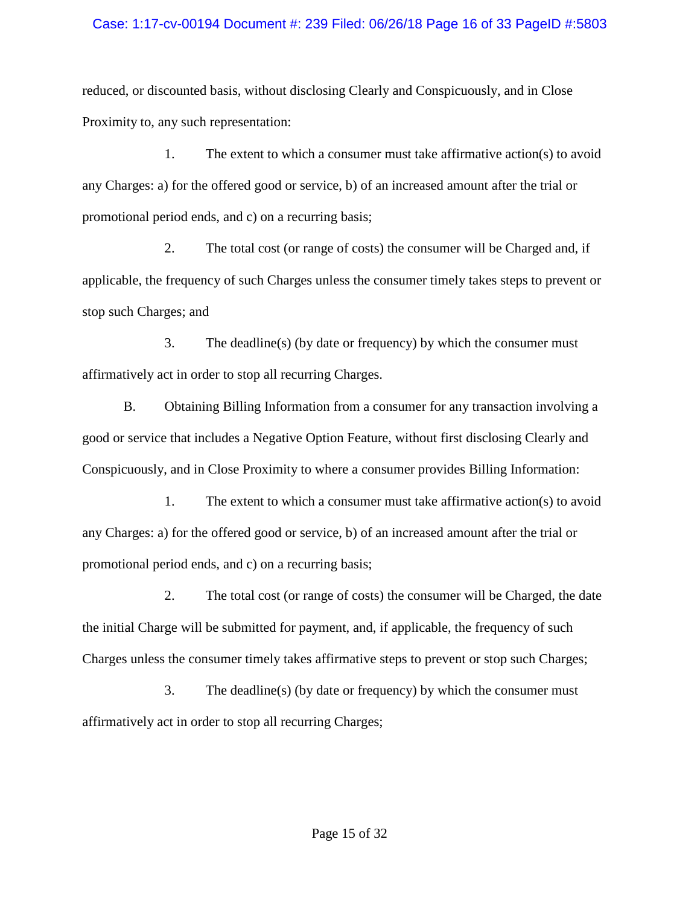reduced, or discounted basis, without disclosing Clearly and Conspicuously, and in Close Proximity to, any such representation:

1. The extent to which a consumer must take affirmative action(s) to avoid any Charges: a) for the offered good or service, b) of an increased amount after the trial or promotional period ends, and c) on a recurring basis;

2. The total cost (or range of costs) the consumer will be Charged and, if applicable, the frequency of such Charges unless the consumer timely takes steps to prevent or stop such Charges; and

3. The deadline(s) (by date or frequency) by which the consumer must affirmatively act in order to stop all recurring Charges.

B. Obtaining Billing Information from a consumer for any transaction involving a good or service that includes a Negative Option Feature, without first disclosing Clearly and Conspicuously, and in Close Proximity to where a consumer provides Billing Information:

1. The extent to which a consumer must take affirmative action(s) to avoid any Charges: a) for the offered good or service, b) of an increased amount after the trial or promotional period ends, and c) on a recurring basis;

2. The total cost (or range of costs) the consumer will be Charged, the date the initial Charge will be submitted for payment, and, if applicable, the frequency of such Charges unless the consumer timely takes affirmative steps to prevent or stop such Charges;

3. The deadline(s) (by date or frequency) by which the consumer must affirmatively act in order to stop all recurring Charges;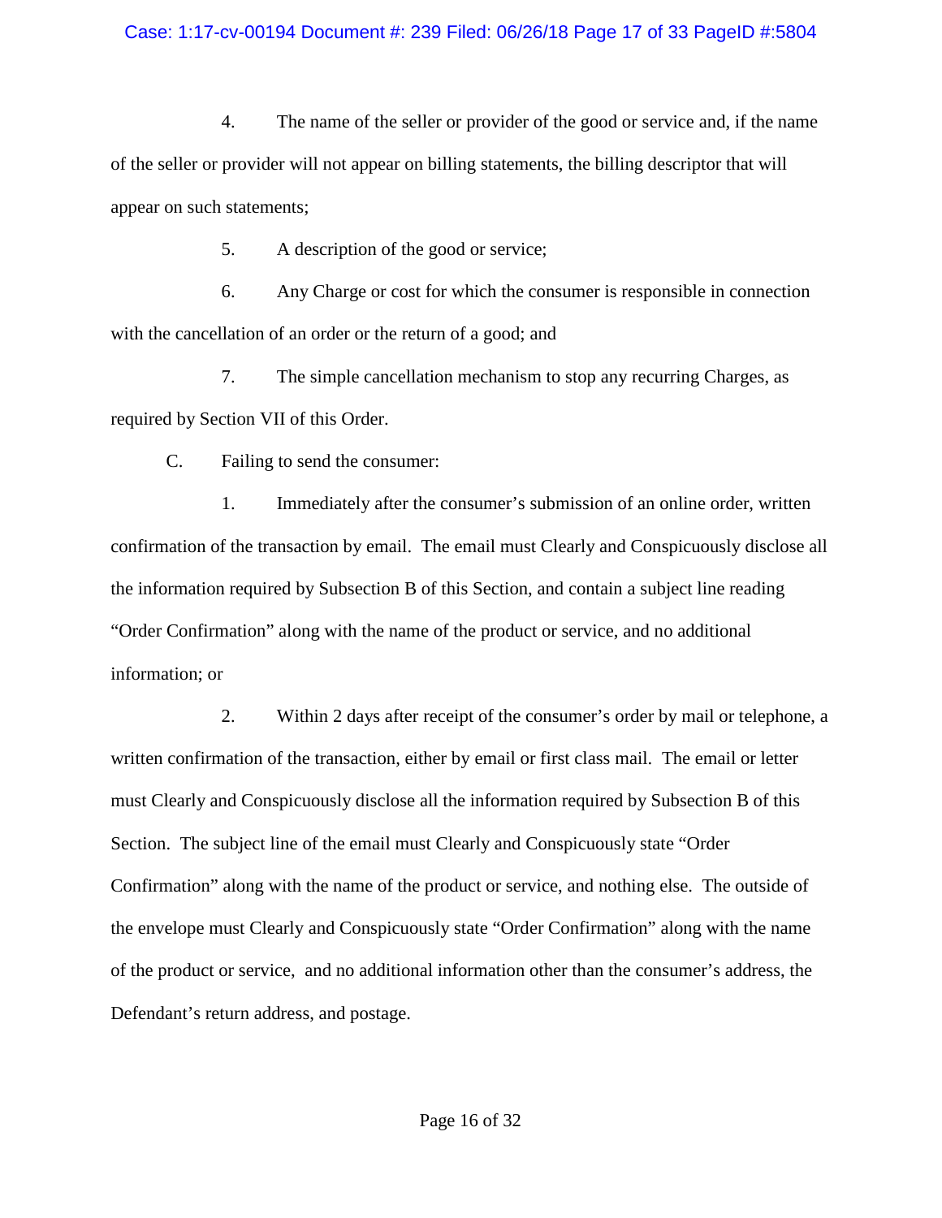4. The name of the seller or provider of the good or service and, if the name of the seller or provider will not appear on billing statements, the billing descriptor that will appear on such statements;

5. A description of the good or service;

6. Any Charge or cost for which the consumer is responsible in connection with the cancellation of an order or the return of a good; and

7. The simple cancellation mechanism to stop any recurring Charges, as required by Section VII of this Order.

C. Failing to send the consumer:

1. Immediately after the consumer's submission of an online order, written confirmation of the transaction by email. The email must Clearly and Conspicuously disclose all the information required by Subsection B of this Section, and contain a subject line reading "Order Confirmation" along with the name of the product or service, and no additional information; or

2. Within 2 days after receipt of the consumer's order by mail or telephone, a written confirmation of the transaction, either by email or first class mail. The email or letter must Clearly and Conspicuously disclose all the information required by Subsection B of this Section. The subject line of the email must Clearly and Conspicuously state "Order Confirmation" along with the name of the product or service, and nothing else. The outside of the envelope must Clearly and Conspicuously state "Order Confirmation" along with the name of the product or service, and no additional information other than the consumer's address, the Defendant's return address, and postage.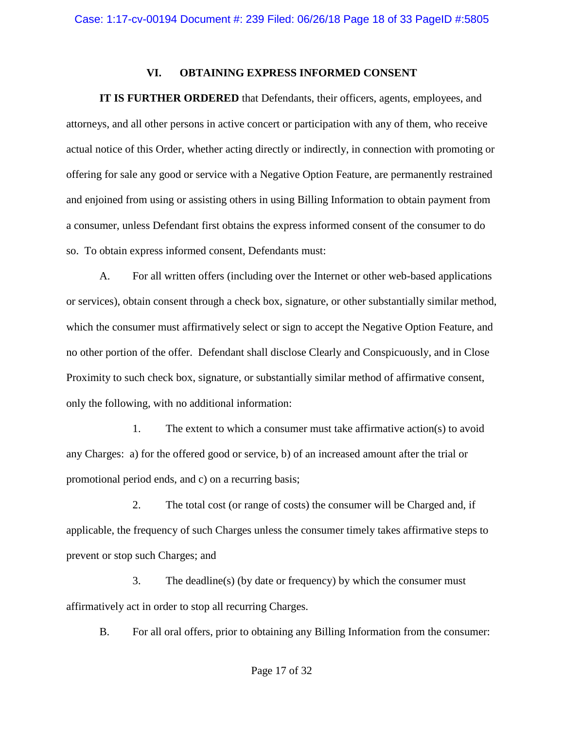## VI. OBTAINING EXPRESS INFORMED CONSENT

**IT IS FURTHER ORDERED** that Defendants, their officers, agents, employees, and attorneys, and all other persons in active concert or participation with any of them, who receive actual notice of this Order, whether acting directly or indirectly, in connection with promoting or offering for sale any good or service with a Negative Option Feature, are permanently restrained and enjoined from using or assisting others in using Billing Information to obtain payment from a consumer, unless Defendant first obtains the express informed consent of the consumer to do so. To obtain express informed consent, Defendants must:

A. For all written offers (including over the Internet or other web-based applications or services), obtain consent through a check box, signature, or other substantially similar method, which the consumer must affirmatively select or sign to accept the Negative Option Feature, and no other portion of the offer. Defendant shall disclose Clearly and Conspicuously, and in Close Proximity to such check box, signature, or substantially similar method of affirmative consent, only the following, with no additional information:

1. The extent to which a consumer must take affirmative action(s) to avoid any Charges: a) for the offered good or service, b) of an increased amount after the trial or promotional period ends, and c) on a recurring basis;

2. The total cost (or range of costs) the consumer will be Charged and, if applicable, the frequency of such Charges unless the consumer timely takes affirmative steps to prevent or stop such Charges; and

3. The deadline(s) (by date or frequency) by which the consumer must affirmatively act in order to stop all recurring Charges.

B. For all oral offers, prior to obtaining any Billing Information from the consumer: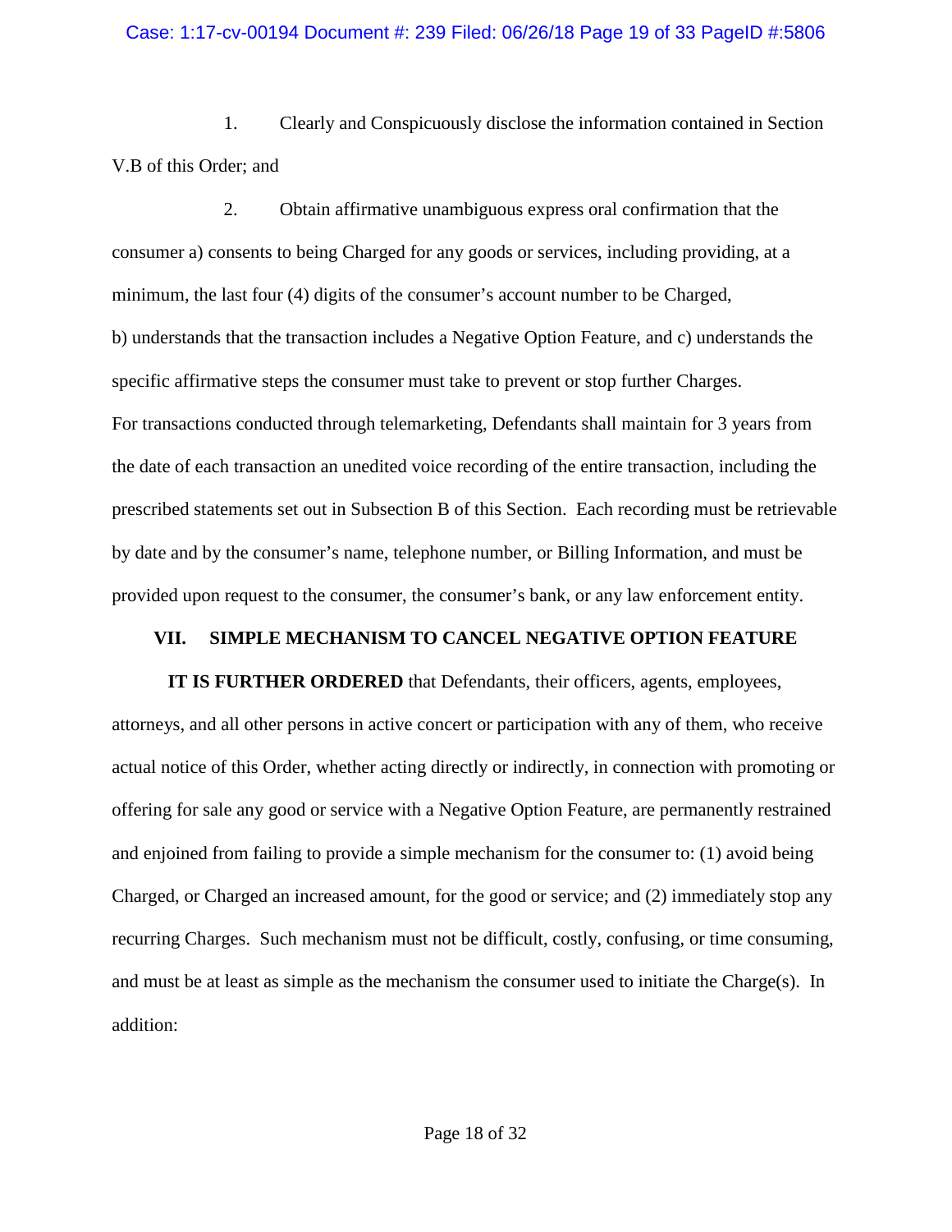1. Clearly and Conspicuously disclose the information contained in Section V.B of this Order; and

2. Obtain affirmative unambiguous express oral confirmation that the consumer a) consents to being Charged for any goods or services, including providing, at a minimum, the last four (4) digits of the consumer's account number to be Charged, b) understands that the transaction includes a Negative Option Feature, and c) understands the specific affirmative steps the consumer must take to prevent or stop further Charges.

For transactions conducted through telemarketing, Defendants shall maintain for 3 years from the date of each transaction an unedited voice recording of the entire transaction, including the prescribed statements set out in Subsection B of this Section. Each recording must be retrievable by date and by the consumer's name, telephone number, or Billing Information, and must be provided upon request to the consumer, the consumer's bank, or any law enforcement entity.

## VII. SIMPLE MECHANISM TO CANCEL NEGATIVE OPTION FEATURE

**IT IS FURTHER ORDERED** that Defendants, their officers, agents, employees, attorneys, and all other persons in active concert or participation with any of them, who receive actual notice of this Order, whether acting directly or indirectly, in connection with promoting or offering for sale any good or service with a Negative Option Feature, are permanently restrained and enjoined from failing to provide a simple mechanism for the consumer to: (1) avoid being Charged, or Charged an increased amount, for the good or service; and (2) immediately stop any recurring Charges. Such mechanism must not be difficult, costly, confusing, or time consuming, and must be at least as simple as the mechanism the consumer used to initiate the Charge(s). In addition: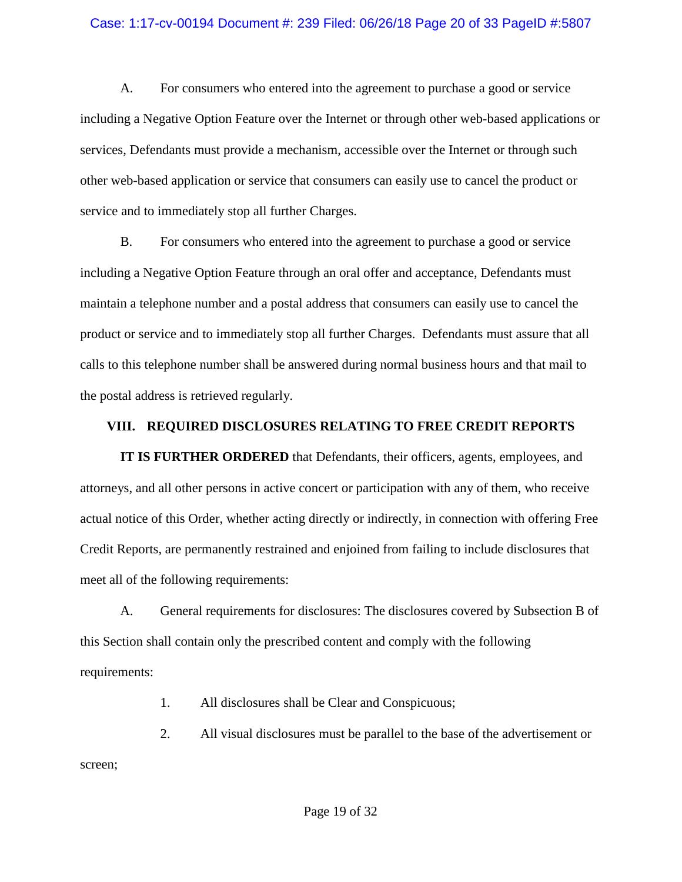A. For consumers who entered into the agreement to purchase a good or service including a Negative Option Feature over the Internet or through other web-based applications or services, Defendants must provide a mechanism, accessible over the Internet or through such other web-based application or service that consumers can easily use to cancel the product or service and to immediately stop all further Charges.

B. For consumers who entered into the agreement to purchase a good or service including a Negative Option Feature through an oral offer and acceptance, Defendants must maintain a telephone number and a postal address that consumers can easily use to cancel the product or service and to immediately stop all further Charges. Defendants must assure that all calls to this telephone number shall be answered during normal business hours and that mail to the postal address is retrieved regularly.

## VIII. REQUIRED DISCLOSURES RELATING TO FREE CREDIT REPORTS

**IT IS FURTHER ORDERED** that Defendants, their officers, agents, employees, and attorneys, and all other persons in active concert or participation with any of them, who receive actual notice of this Order, whether acting directly or indirectly, in connection with offering Free Credit Reports, are permanently restrained and enjoined from failing to include disclosures that meet all of the following requirements:

A. General requirements for disclosures: The disclosures covered by Subsection B of this Section shall contain only the prescribed content and comply with the following requirements:

1. All disclosures shall be Clear and Conspicuous;

2. All visual disclosures must be parallel to the base of the advertisement or screen;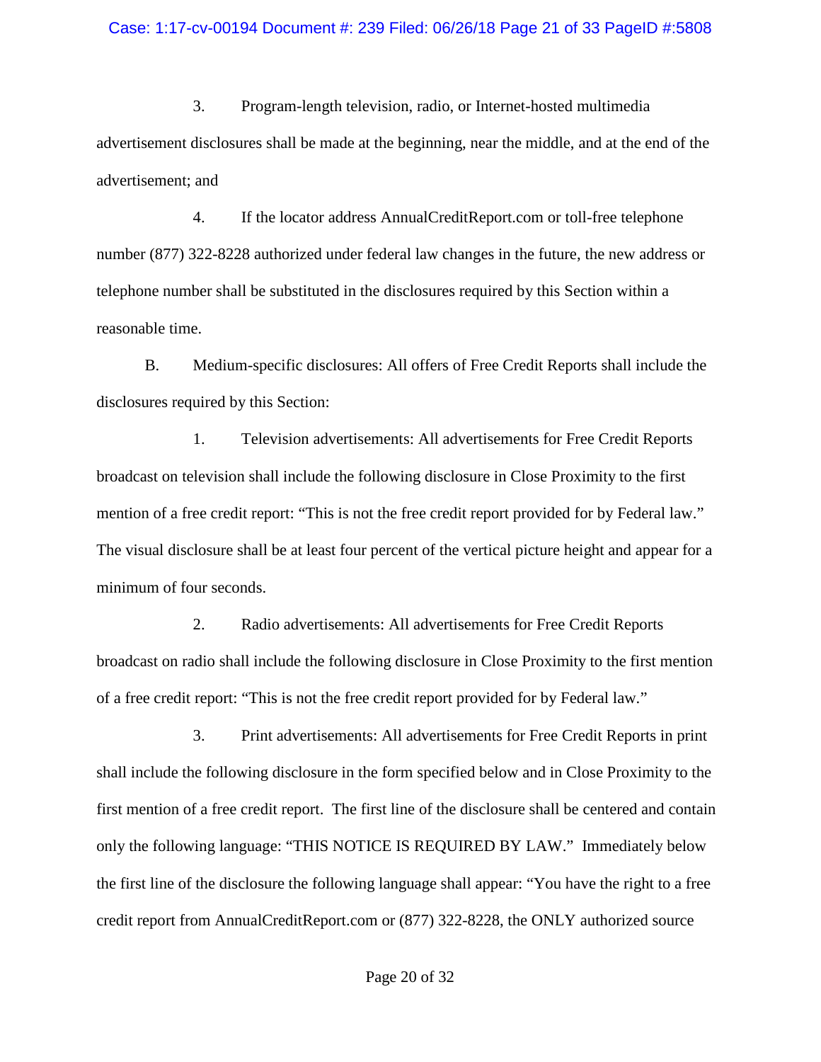3. Program-length television, radio, or Internet-hosted multimedia advertisement disclosures shall be made at the beginning, near the middle, and at the end of the advertisement; and

4. If the locator address AnnualCreditReport.com or toll-free telephone number (877) 322-8228 authorized under federal law changes in the future, the new address or telephone number shall be substituted in the disclosures required by this Section within a reasonable time.

B. Medium-specific disclosures: All offers of Free Credit Reports shall include the disclosures required by this Section:

1. Television advertisements: All advertisements for Free Credit Reports broadcast on television shall include the following disclosure in Close Proximity to the first mention of a free credit report: "This is not the free credit report provided for by Federal law." The visual disclosure shall be at least four percent of the vertical picture height and appear for a minimum of four seconds.

2. Radio advertisements: All advertisements for Free Credit Reports broadcast on radio shall include the following disclosure in Close Proximity to the first mention of a free credit report: "This is not the free credit report provided for by Federal law."

3. Print advertisements: All advertisements for Free Credit Reports in print shall include the following disclosure in the form specified below and in Close Proximity to the first mention of a free credit report. The first line of the disclosure shall be centered and contain only the following language: "THIS NOTICE IS REQUIRED BY LAW." Immediately below the first line of the disclosure the following language shall appear: "You have the right to a free credit report from AnnualCreditReport.com or (877) 322-8228, the ONLY authorized source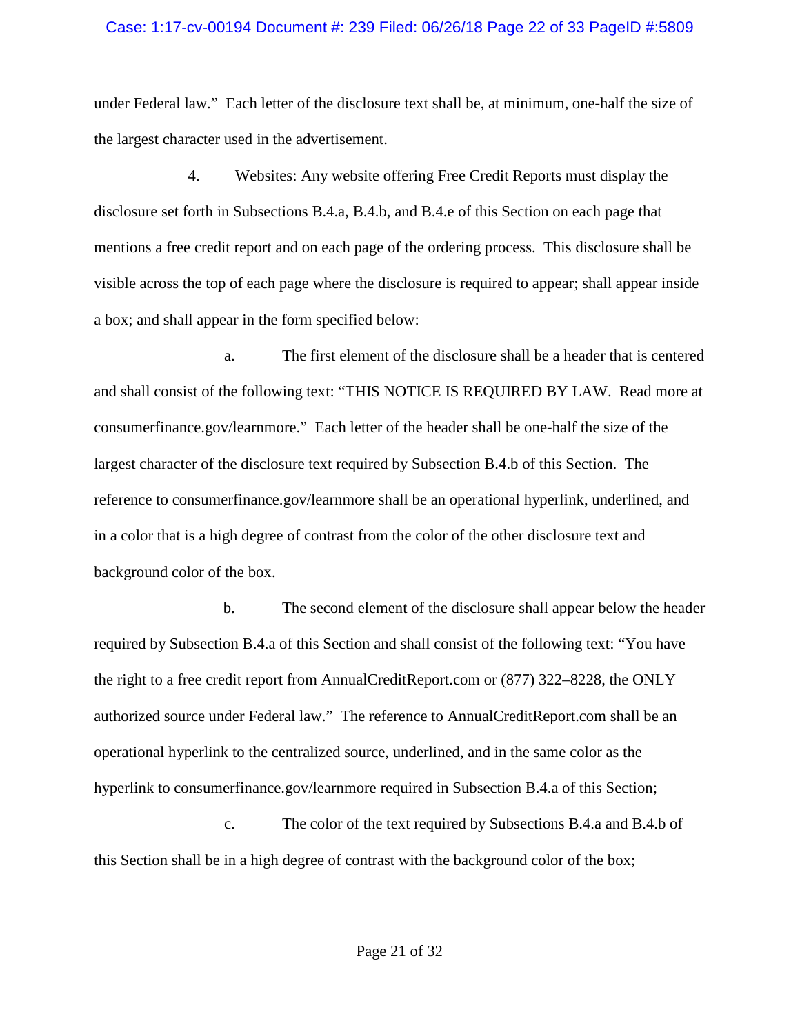under Federal law." Each letter of the disclosure text shall be, at minimum, one-half the size of the largest character used in the advertisement.

4. Websites: Any website offering Free Credit Reports must display the disclosure set forth in Subsections B.4.a, B.4.b, and B.4.e of this Section on each page that mentions a free credit report and on each page of the ordering process. This disclosure shall be visible across the top of each page where the disclosure is required to appear; shall appear inside a box; and shall appear in the form specified below:

a. The first element of the disclosure shall be a header that is centered and shall consist of the following text: "THIS NOTICE IS REQUIRED BY LAW. Read more at consumerfinance.gov/learnmore." Each letter of the header shall be one-half the size of the largest character of the disclosure text required by Subsection B.4.b of this Section. The reference to consumerfinance.gov/learnmore shall be an operational hyperlink, underlined, and in a color that is a high degree of contrast from the color of the other disclosure text and background color of the box.

b. The second element of the disclosure shall appear below the header required by Subsection B.4.a of this Section and shall consist of the following text: "You have the right to a free credit report from AnnualCreditReport.com or (877) 322–8228, the ONLY authorized source under Federal law." The reference to AnnualCreditReport.com shall be an operational hyperlink to the centralized source, underlined, and in the same color as the hyperlink to consumerfinance.gov/learnmore required in Subsection B.4.a of this Section;

c. The color of the text required by Subsections B.4.a and B.4.b of this Section shall be in a high degree of contrast with the background color of the box;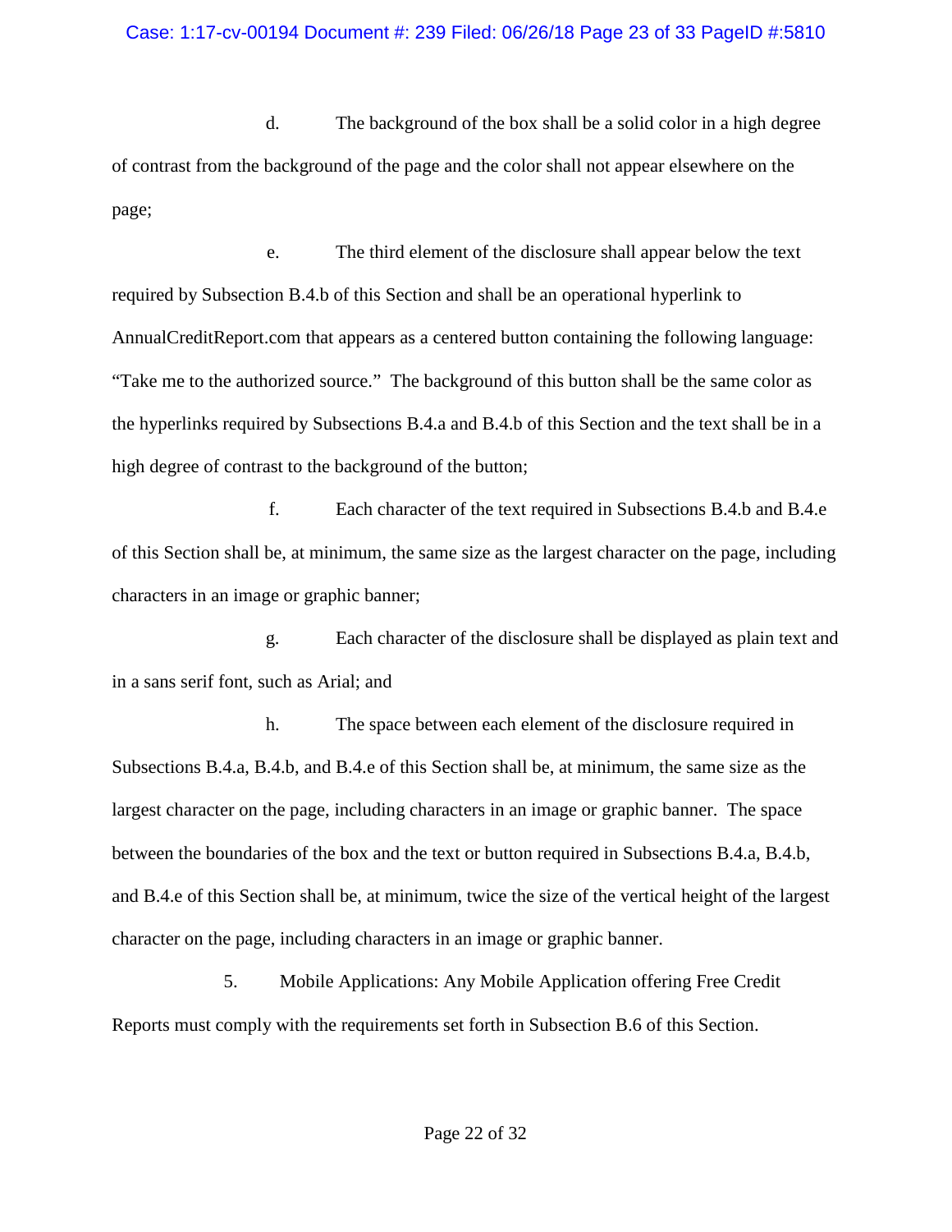d. The background of the box shall be a solid color in a high degree of contrast from the background of the page and the color shall not appear elsewhere on the page;

e. The third element of the disclosure shall appear below the text required by Subsection B.4.b of this Section and shall be an operational hyperlink to AnnualCreditReport.com that appears as a centered button containing the following language: "Take me to the authorized source." The background of this button shall be the same color as the hyperlinks required by Subsections B.4.a and B.4.b of this Section and the text shall be in a high degree of contrast to the background of the button;

f. Each character of the text required in Subsections B.4.b and B.4.e of this Section shall be, at minimum, the same size as the largest character on the page, including characters in an image or graphic banner;

g. Each character of the disclosure shall be displayed as plain text and in a sans serif font, such as Arial; and

h. The space between each element of the disclosure required in Subsections B.4.a, B.4.b, and B.4.e of this Section shall be, at minimum, the same size as the largest character on the page, including characters in an image or graphic banner. The space between the boundaries of the box and the text or button required in Subsections B.4.a, B.4.b, and B.4.e of this Section shall be, at minimum, twice the size of the vertical height of the largest character on the page, including characters in an image or graphic banner.

5. Mobile Applications: Any Mobile Application offering Free Credit Reports must comply with the requirements set forth in Subsection B.6 of this Section.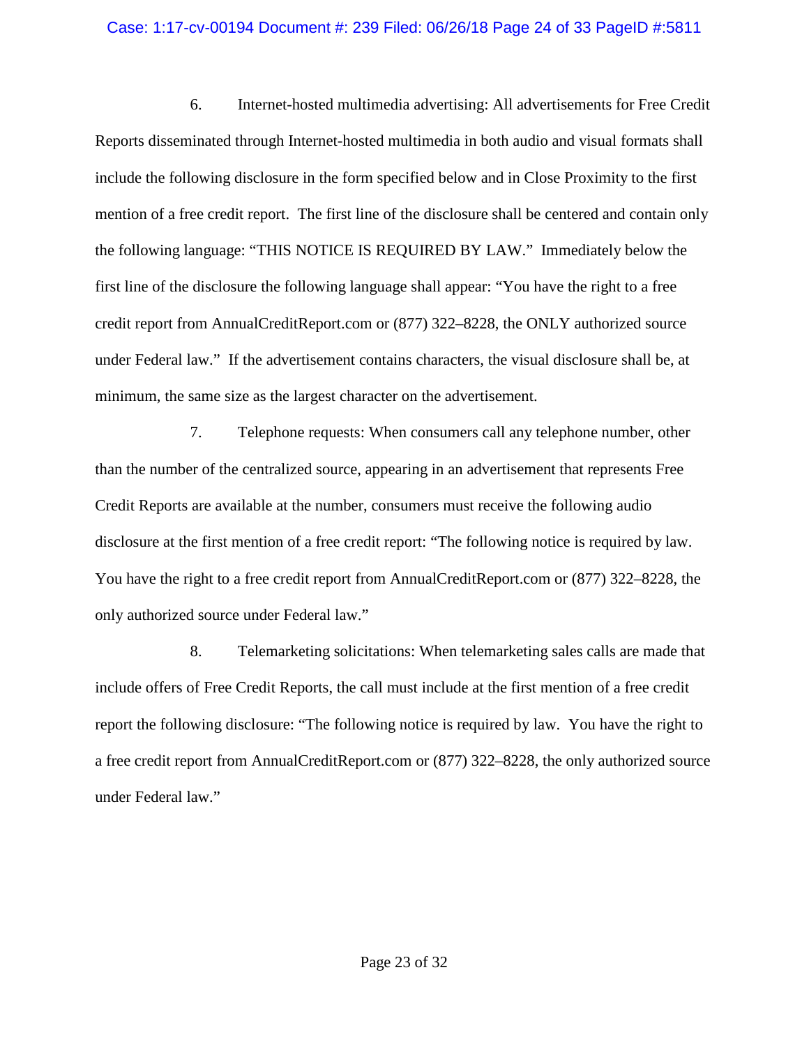6. Internet-hosted multimedia advertising: All advertisements for Free Credit Reports disseminated through Internet-hosted multimedia in both audio and visual formats shall include the following disclosure in the form specified below and in Close Proximity to the first mention of a free credit report. The first line of the disclosure shall be centered and contain only the following language: "THIS NOTICE IS REQUIRED BY LAW." Immediately below the first line of the disclosure the following language shall appear: "You have the right to a free credit report from AnnualCreditReport.com or (877) 322–8228, the ONLY authorized source under Federal law." If the advertisement contains characters, the visual disclosure shall be, at minimum, the same size as the largest character on the advertisement.

7. Telephone requests: When consumers call any telephone number, other than the number of the centralized source, appearing in an advertisement that represents Free Credit Reports are available at the number, consumers must receive the following audio disclosure at the first mention of a free credit report: "The following notice is required by law. You have the right to a free credit report from AnnualCreditReport.com or (877) 322–8228, the only authorized source under Federal law."

8. Telemarketing solicitations: When telemarketing sales calls are made that include offers of Free Credit Reports, the call must include at the first mention of a free credit report the following disclosure: "The following notice is required by law. You have the right to a free credit report from AnnualCreditReport.com or (877) 322–8228, the only authorized source under Federal law."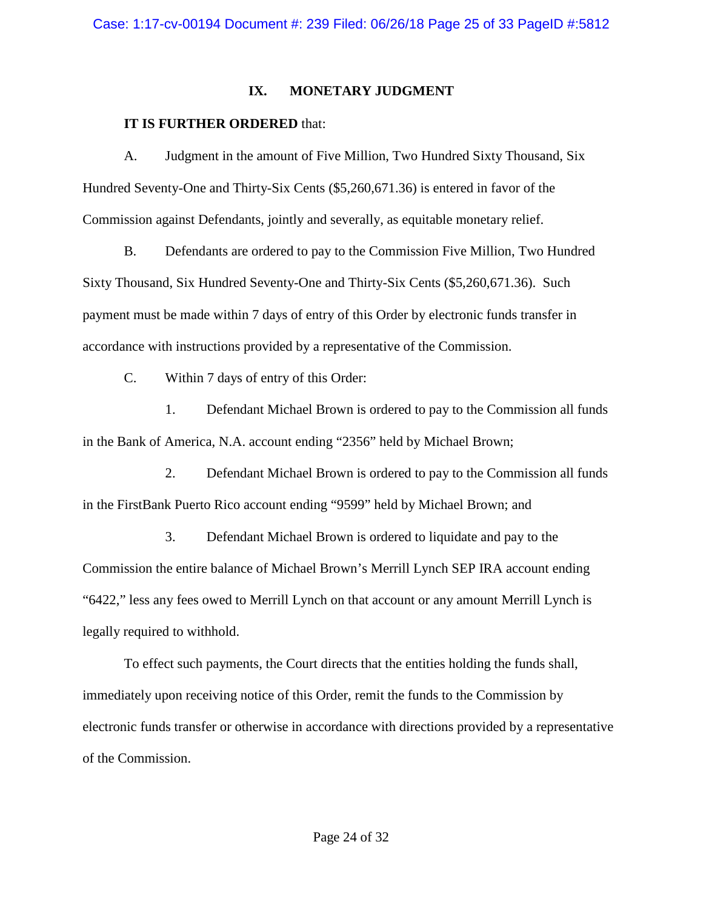## IX. MONETARY JUDGMENT

**IT IS FURTHER ORDERED** that:

A. Judgment in the amount of Five Million, Two Hundred Sixty Thousand, Six Hundred Seventy-One and Thirty-Six Cents ($5,260,671.36) is entered in favor of the Commission against Defendants, jointly and severally, as equitable monetary relief.

B. Defendants are ordered to pay to the Commission Five Million, Two Hundred Sixty Thousand, Six Hundred Seventy-One and Thirty-Six Cents ($5,260,671.36). Such payment must be made within 7 days of entry of this Order by electronic funds transfer in accordance with instructions provided by a representative of the Commission.

C. Within 7 days of entry of this Order:

1. Defendant Michael Brown is ordered to pay to the Commission all funds in the Bank of America, N.A. account ending "2356" held by Michael Brown;

2. Defendant Michael Brown is ordered to pay to the Commission all funds in the FirstBank Puerto Rico account ending "9599" held by Michael Brown; and

3. Defendant Michael Brown is ordered to liquidate and pay to the Commission the entire balance of Michael Brown's Merrill Lynch SEP IRA account ending "6422," less any fees owed to Merrill Lynch on that account or any amount Merrill Lynch is legally required to withhold.

To effect such payments, the Court directs that the entities holding the funds shall, immediately upon receiving notice of this Order, remit the funds to the Commission by electronic funds transfer or otherwise in accordance with directions provided by a representative of the Commission.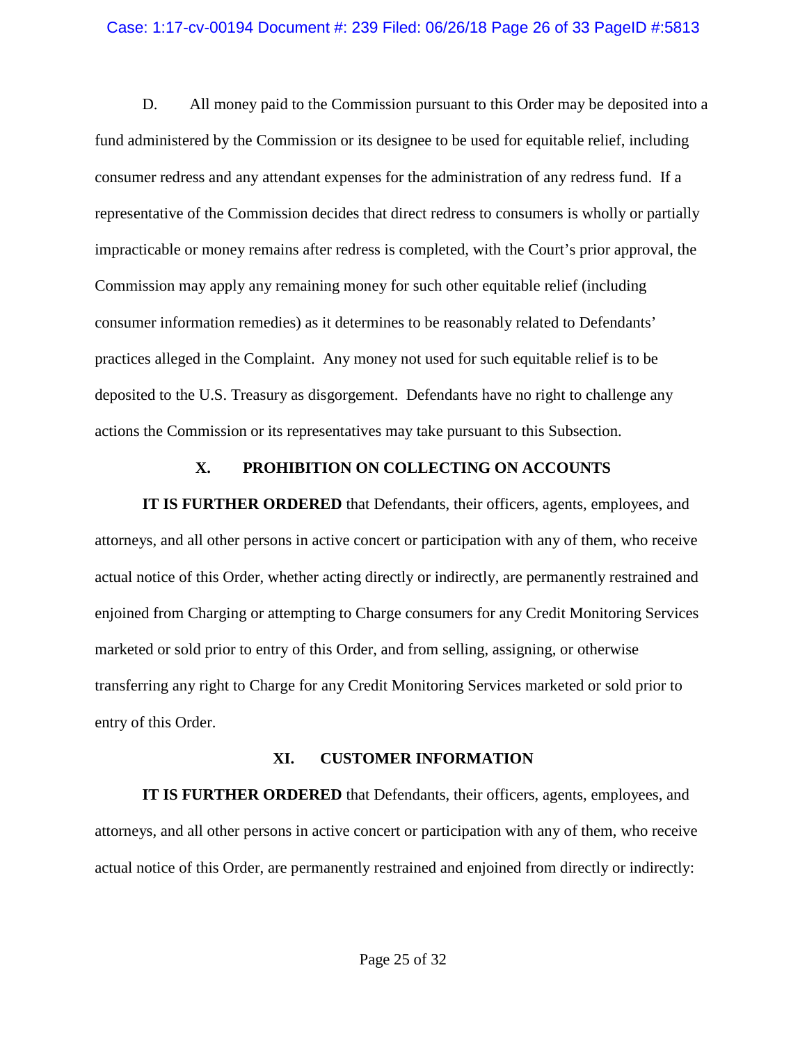D. All money paid to the Commission pursuant to this Order may be deposited into a fund administered by the Commission or its designee to be used for equitable relief, including consumer redress and any attendant expenses for the administration of any redress fund. If a representative of the Commission decides that direct redress to consumers is wholly or partially impracticable or money remains after redress is completed, with the Court's prior approval, the Commission may apply any remaining money for such other equitable relief (including consumer information remedies) as it determines to be reasonably related to Defendants' practices alleged in the Complaint. Any money not used for such equitable relief is to be deposited to the U.S. Treasury as disgorgement. Defendants have no right to challenge any actions the Commission or its representatives may take pursuant to this Subsection.

## X. PROHIBITION ON COLLECTING ON ACCOUNTS

**IT IS FURTHER ORDERED** that Defendants, their officers, agents, employees, and attorneys, and all other persons in active concert or participation with any of them, who receive actual notice of this Order, whether acting directly or indirectly, are permanently restrained and enjoined from Charging or attempting to Charge consumers for any Credit Monitoring Services marketed or sold prior to entry of this Order, and from selling, assigning, or otherwise transferring any right to Charge for any Credit Monitoring Services marketed or sold prior to entry of this Order.

## XI. CUSTOMER INFORMATION

**IT IS FURTHER ORDERED** that Defendants, their officers, agents, employees, and attorneys, and all other persons in active concert or participation with any of them, who receive actual notice of this Order, are permanently restrained and enjoined from directly or indirectly: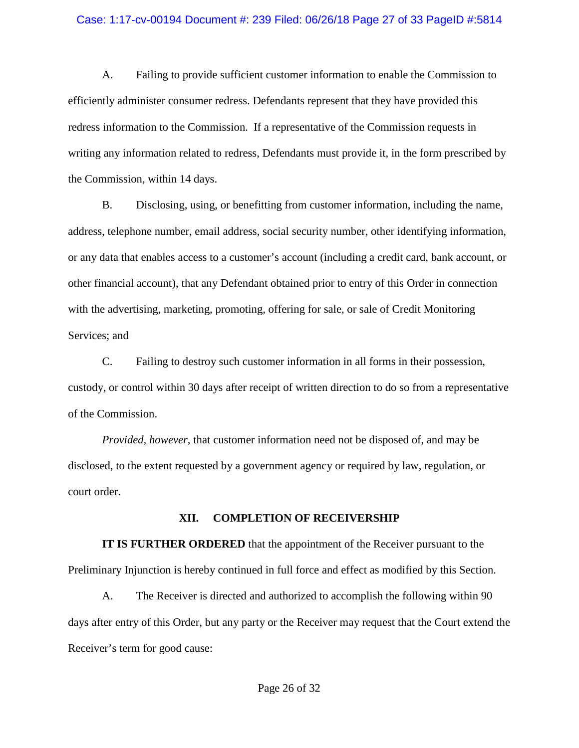A. Failing to provide sufficient customer information to enable the Commission to efficiently administer consumer redress. Defendants represent that they have provided this redress information to the Commission. If a representative of the Commission requests in writing any information related to redress, Defendants must provide it, in the form prescribed by the Commission, within 14 days.

B. Disclosing, using, or benefitting from customer information, including the name, address, telephone number, email address, social security number, other identifying information, or any data that enables access to a customer's account (including a credit card, bank account, or other financial account), that any Defendant obtained prior to entry of this Order in connection with the advertising, marketing, promoting, offering for sale, or sale of Credit Monitoring Services; and

C. Failing to destroy such customer information in all forms in their possession, custody, or control within 30 days after receipt of written direction to do so from a representative of the Commission.

*Provided, however,* that customer information need not be disposed of, and may be disclosed, to the extent requested by a government agency or required by law, regulation, or court order.

## XII. COMPLETION OF RECEIVERSHIP

**IT IS FURTHER ORDERED** that the appointment of the Receiver pursuant to the Preliminary Injunction is hereby continued in full force and effect as modified by this Section.

A. The Receiver is directed and authorized to accomplish the following within 90 days after entry of this Order, but any party or the Receiver may request that the Court extend the Receiver's term for good cause: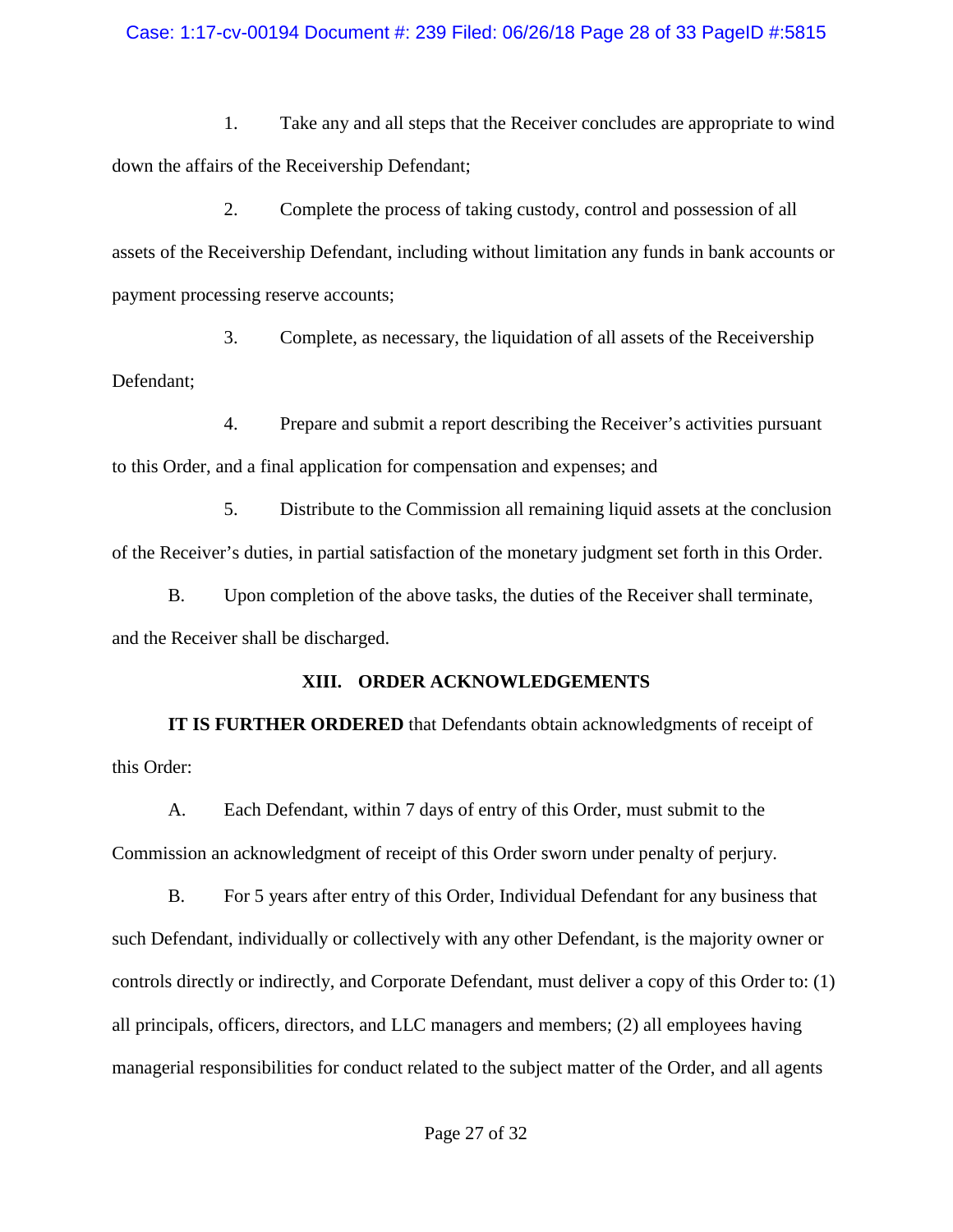1. Take any and all steps that the Receiver concludes are appropriate to wind down the affairs of the Receivership Defendant;

2. Complete the process of taking custody, control and possession of all assets of the Receivership Defendant, including without limitation any funds in bank accounts or payment processing reserve accounts;

3. Complete, as necessary, the liquidation of all assets of the Receivership Defendant;

4. Prepare and submit a report describing the Receiver's activities pursuant to this Order, and a final application for compensation and expenses; and

5. Distribute to the Commission all remaining liquid assets at the conclusion of the Receiver's duties, in partial satisfaction of the monetary judgment set forth in this Order.

B. Upon completion of the above tasks, the duties of the Receiver shall terminate, and the Receiver shall be discharged.

## XIII. ORDER ACKNOWLEDGEMENTS

**IT IS FURTHER ORDERED** that Defendants obtain acknowledgments of receipt of this Order:

A. Each Defendant, within 7 days of entry of this Order, must submit to the Commission an acknowledgment of receipt of this Order sworn under penalty of perjury.

B. For 5 years after entry of this Order, Individual Defendant for any business that such Defendant, individually or collectively with any other Defendant, is the majority owner or controls directly or indirectly, and Corporate Defendant, must deliver a copy of this Order to: (1) all principals, officers, directors, and LLC managers and members; (2) all employees having managerial responsibilities for conduct related to the subject matter of the Order, and all agents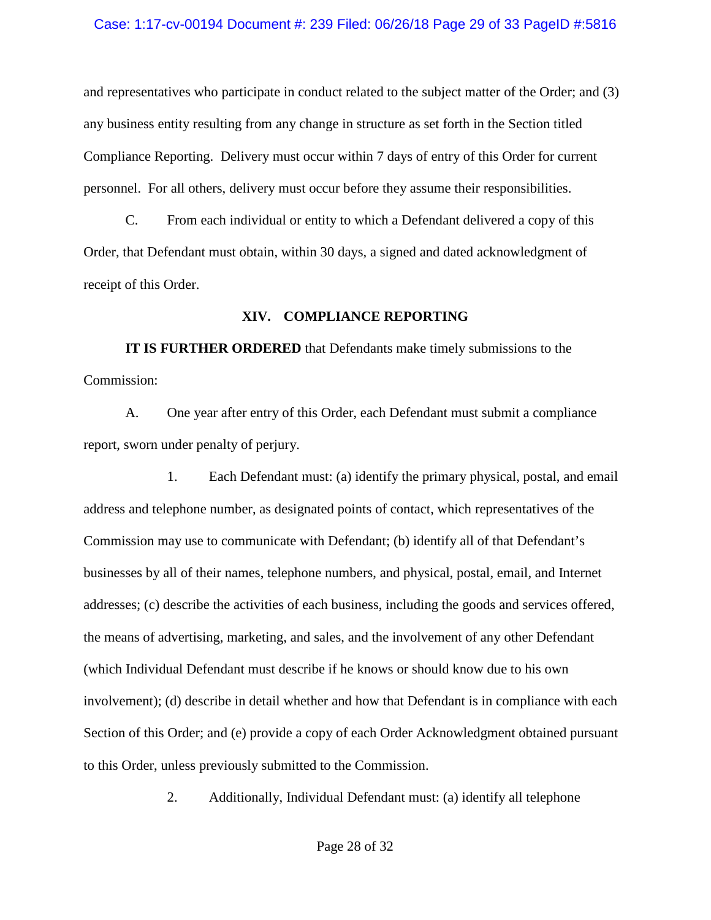and representatives who participate in conduct related to the subject matter of the Order; and (3) any business entity resulting from any change in structure as set forth in the Section titled Compliance Reporting. Delivery must occur within 7 days of entry of this Order for current personnel. For all others, delivery must occur before they assume their responsibilities.

C. From each individual or entity to which a Defendant delivered a copy of this Order, that Defendant must obtain, within 30 days, a signed and dated acknowledgment of receipt of this Order.

## XIV. COMPLIANCE REPORTING

**IT IS FURTHER ORDERED** that Defendants make timely submissions to the Commission:

A. One year after entry of this Order, each Defendant must submit a compliance report, sworn under penalty of perjury.

1. Each Defendant must: (a) identify the primary physical, postal, and email address and telephone number, as designated points of contact, which representatives of the Commission may use to communicate with Defendant; (b) identify all of that Defendant's businesses by all of their names, telephone numbers, and physical, postal, email, and Internet addresses; (c) describe the activities of each business, including the goods and services offered, the means of advertising, marketing, and sales, and the involvement of any other Defendant (which Individual Defendant must describe if he knows or should know due to his own involvement); (d) describe in detail whether and how that Defendant is in compliance with each Section of this Order; and (e) provide a copy of each Order Acknowledgment obtained pursuant to this Order, unless previously submitted to the Commission.

2. Additionally, Individual Defendant must: (a) identify all telephone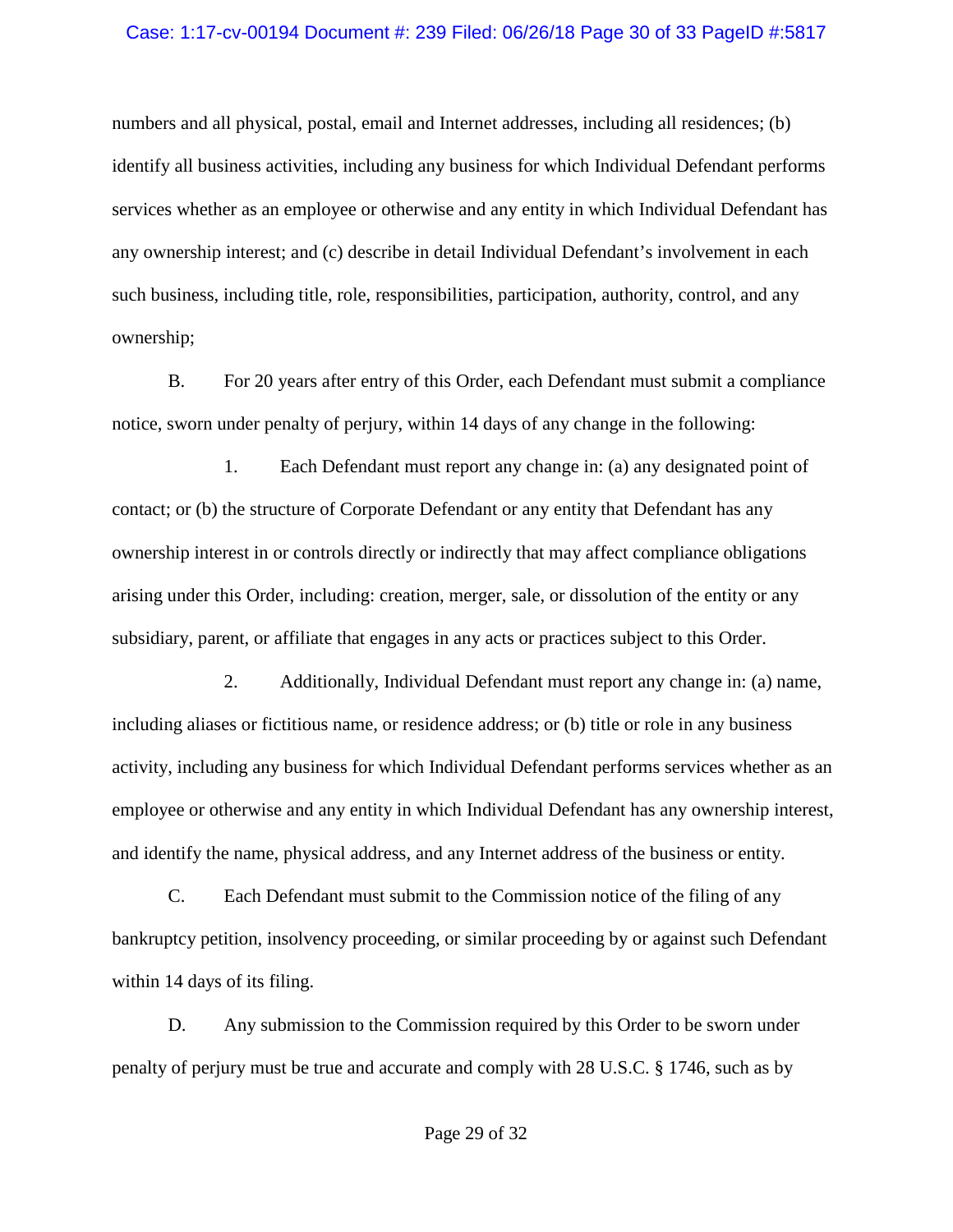numbers and all physical, postal, email and Internet addresses, including all residences; (b) identify all business activities, including any business for which Individual Defendant performs services whether as an employee or otherwise and any entity in which Individual Defendant has any ownership interest; and (c) describe in detail Individual Defendant's involvement in each such business, including title, role, responsibilities, participation, authority, control, and any ownership;

B. For 20 years after entry of this Order, each Defendant must submit a compliance notice, sworn under penalty of perjury, within 14 days of any change in the following:

1. Each Defendant must report any change in: (a) any designated point of contact; or (b) the structure of Corporate Defendant or any entity that Defendant has any ownership interest in or controls directly or indirectly that may affect compliance obligations arising under this Order, including: creation, merger, sale, or dissolution of the entity or any subsidiary, parent, or affiliate that engages in any acts or practices subject to this Order.

2. Additionally, Individual Defendant must report any change in: (a) name, including aliases or fictitious name, or residence address; or (b) title or role in any business activity, including any business for which Individual Defendant performs services whether as an employee or otherwise and any entity in which Individual Defendant has any ownership interest, and identify the name, physical address, and any Internet address of the business or entity.

C. Each Defendant must submit to the Commission notice of the filing of any bankruptcy petition, insolvency proceeding, or similar proceeding by or against such Defendant within 14 days of its filing.

D. Any submission to the Commission required by this Order to be sworn under penalty of perjury must be true and accurate and comply with 28 U.S.C. § 1746, such as by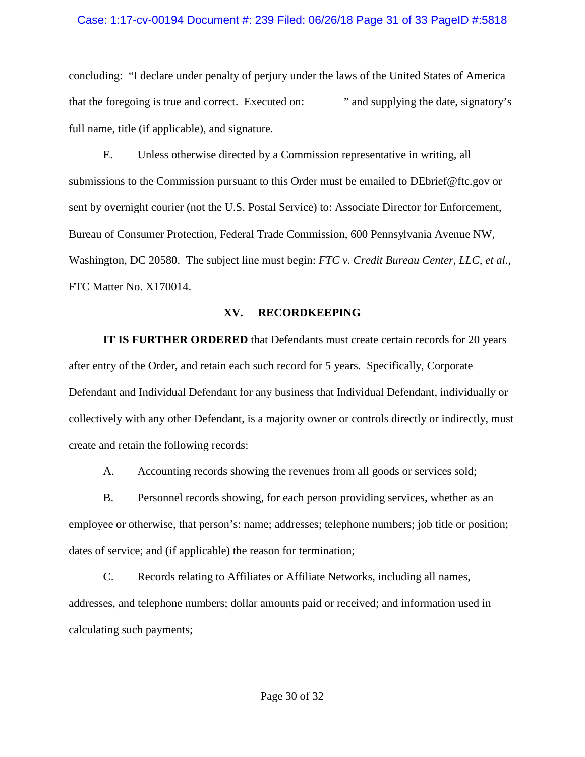concluding: "I declare under penalty of perjury under the laws of the United States of America that the foregoing is true and correct. Executed on: _______" and supplying the date, signatory's full name, title (if applicable), and signature.

E. Unless otherwise directed by a Commission representative in writing, all submissions to the Commission pursuant to this Order must be emailed to DEbrief@ftc.gov or sent by overnight courier (not the U.S. Postal Service) to: Associate Director for Enforcement, Bureau of Consumer Protection, Federal Trade Commission, 600 Pennsylvania Avenue NW, Washington, DC 20580. The subject line must begin: *FTC v. Credit Bureau Center, LLC, et al.*, FTC Matter No. X170014.

## XV. RECORDKEEPING

**IT IS FURTHER ORDERED** that Defendants must create certain records for 20 years after entry of the Order, and retain each such record for 5 years. Specifically, Corporate Defendant and Individual Defendant for any business that Individual Defendant, individually or collectively with any other Defendant, is a majority owner or controls directly or indirectly, must create and retain the following records:

A. Accounting records showing the revenues from all goods or services sold;

B. Personnel records showing, for each person providing services, whether as an employee or otherwise, that person's: name; addresses; telephone numbers; job title or position; dates of service; and (if applicable) the reason for termination;

C. Records relating to Affiliates or Affiliate Networks, including all names, addresses, and telephone numbers; dollar amounts paid or received; and information used in calculating such payments;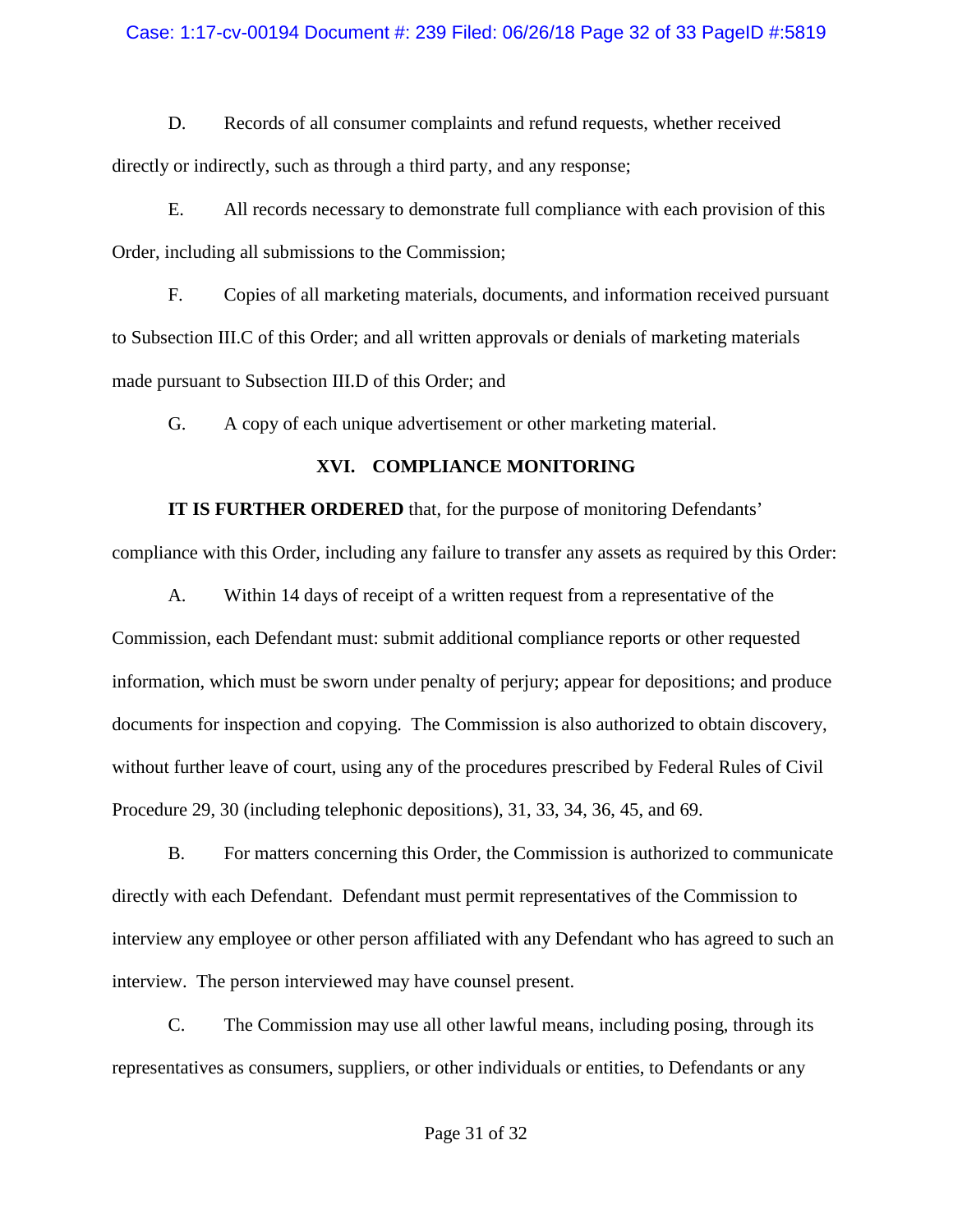D. Records of all consumer complaints and refund requests, whether received directly or indirectly, such as through a third party, and any response;

E. All records necessary to demonstrate full compliance with each provision of this Order, including all submissions to the Commission;

F. Copies of all marketing materials, documents, and information received pursuant to Subsection III.C of this Order; and all written approvals or denials of marketing materials made pursuant to Subsection III.D of this Order; and

G. A copy of each unique advertisement or other marketing material.

## XVI. COMPLIANCE MONITORING

**IT IS FURTHER ORDERED** that, for the purpose of monitoring Defendants' compliance with this Order, including any failure to transfer any assets as required by this Order:

A. Within 14 days of receipt of a written request from a representative of the Commission, each Defendant must: submit additional compliance reports or other requested information, which must be sworn under penalty of perjury; appear for depositions; and produce documents for inspection and copying. The Commission is also authorized to obtain discovery, without further leave of court, using any of the procedures prescribed by Federal Rules of Civil Procedure 29, 30 (including telephonic depositions), 31, 33, 34, 36, 45, and 69.

B. For matters concerning this Order, the Commission is authorized to communicate directly with each Defendant. Defendant must permit representatives of the Commission to interview any employee or other person affiliated with any Defendant who has agreed to such an interview. The person interviewed may have counsel present.

C. The Commission may use all other lawful means, including posing, through its representatives as consumers, suppliers, or other individuals or entities, to Defendants or any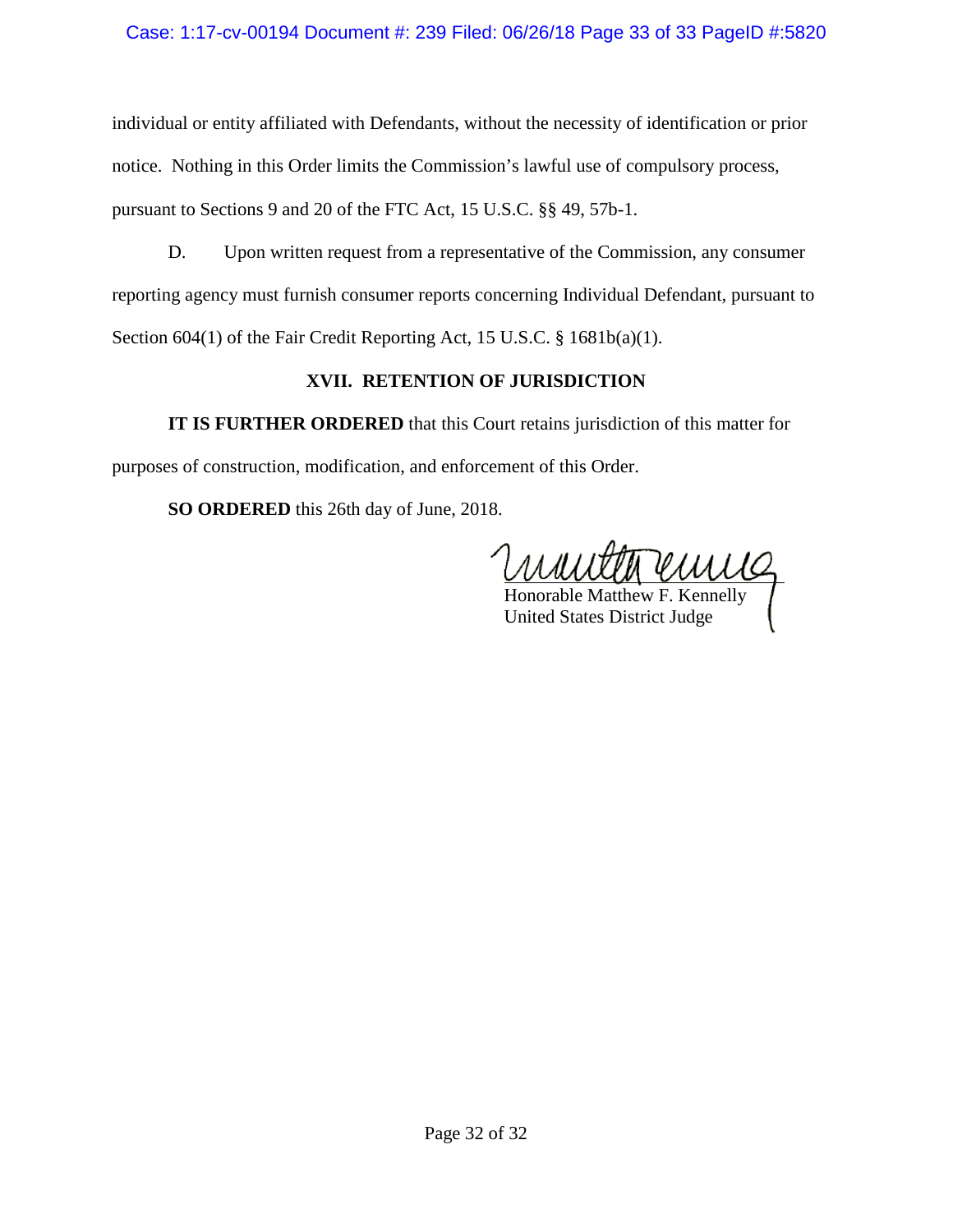individual or entity affiliated with Defendants, without the necessity of identification or prior notice. Nothing in this Order limits the Commission's lawful use of compulsory process, pursuant to Sections 9 and 20 of the FTC Act, 15 U.S.C. §§ 49, 57b-1.

D. Upon written request from a representative of the Commission, any consumer reporting agency must furnish consumer reports concerning Individual Defendant, pursuant to Section 604(1) of the Fair Credit Reporting Act, 15 U.S.C. § 1681b(a)(1).

## XVII. RETENTION OF JURISDICTION

**IT IS FURTHER ORDERED** that this Court retains jurisdiction of this matter for purposes of construction, modification, and enforcement of this Order.

**SO ORDERED** this 26th day of June, 2018.

Honorable Matthew F. Kennelly
United States District Judge